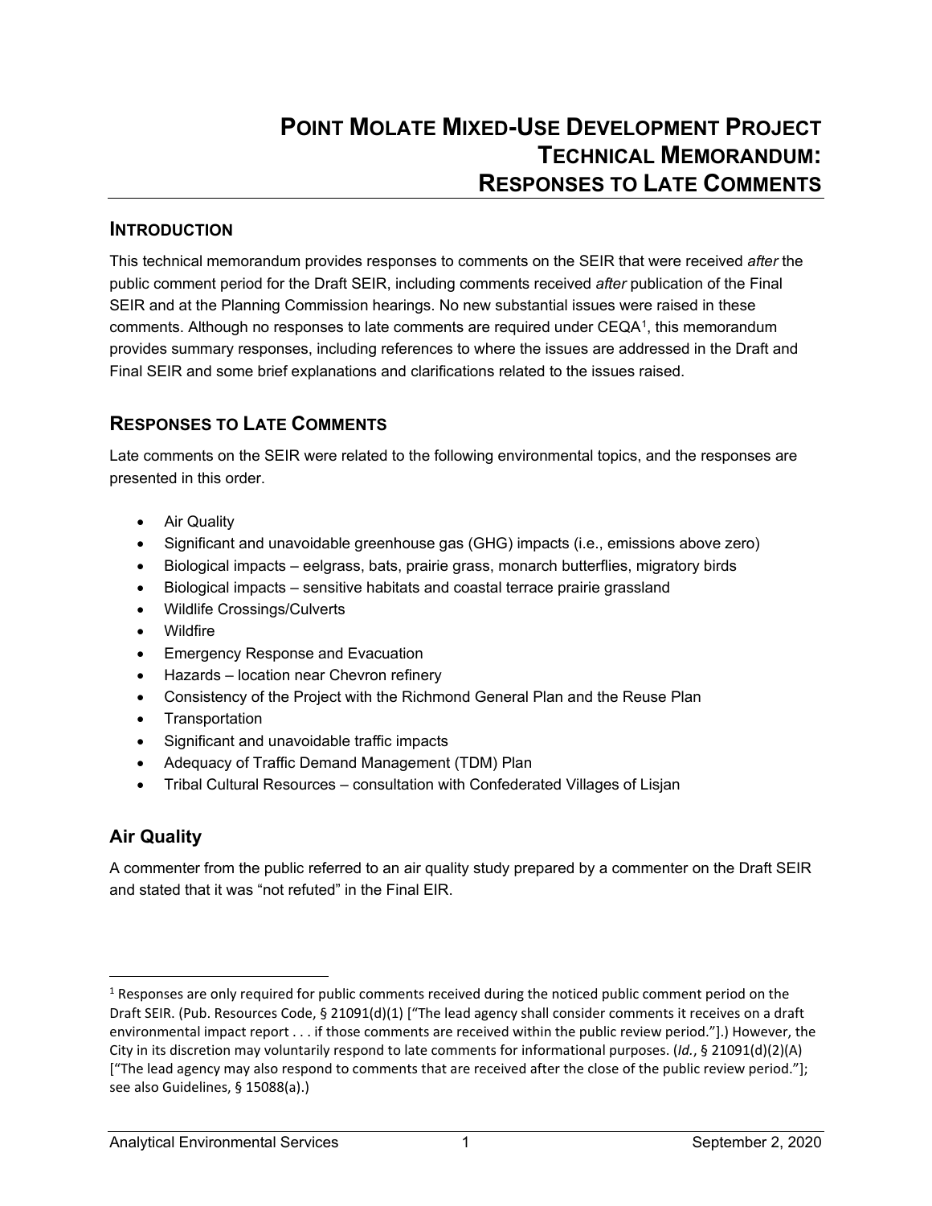# POINT MOLATE MIXED-USE DEVELOPMENT PROJECT TECHNICAL MEMORANDUM: RESPONSES TO LATE COMMENTS

## INTRODUCTION

This technical memorandum provides responses to comments on the SEIR that were received *after* the public comment period for the Draft SEIR, including comments received *after* publication of the Final SEIR and at the Planning Commission hearings. No new substantial issues were raised in these comments. Although no responses to late comments are required under CEQA[1], this memorandum provides summary responses, including references to where the issues are addressed in the Draft and Final SEIR and some brief explanations and clarifications related to the issues raised.

## RESPONSES TO LATE COMMENTS

Late comments on the SEIR were related to the following environmental topics, and the responses are presented in this order.

- Air Quality
- Significant and unavoidable greenhouse gas (GHG) impacts (i.e., emissions above zero)
- Biological impacts – eelgrass, bats, prairie grass, monarch butterflies, migratory birds
- Biological impacts – sensitive habitats and coastal terrace prairie grassland
- Wildlife Crossings/Culverts
- Wildfire
- Emergency Response and Evacuation
- Hazards – location near Chevron refinery
- Consistency of the Project with the Richmond General Plan and the Reuse Plan
- Transportation
- Significant and unavoidable traffic impacts
- Adequacy of Traffic Demand Management (TDM) Plan
- Tribal Cultural Resources – consultation with Confederated Villages of Lisjan

### Air Quality

A commenter from the public referred to an air quality study prepared by a commenter on the Draft SEIR and stated that it was "not refuted" in the Final EIR.

---

[1] Responses are only required for public comments received during the noticed public comment period on the Draft SEIR. (Pub. Resources Code, § 21091(d)(1) ["The lead agency shall consider comments it receives on a draft environmental impact report . . . if those comments are received within the public review period."].) However, the City in its discretion may voluntarily respond to late comments for informational purposes. (*Id.*, § 21091(d)(2)(A) ["The lead agency may also respond to comments that are received after the close of the public review period."]; see also Guidelines, § 15088(a).)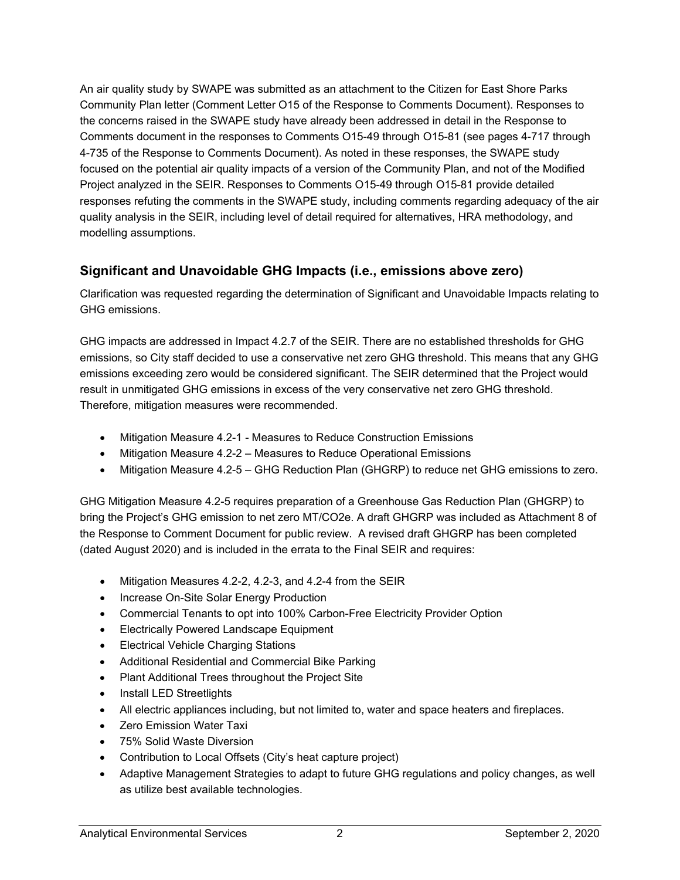An air quality study by SWAPE was submitted as an attachment to the Citizen for East Shore Parks Community Plan letter (Comment Letter O15 of the Response to Comments Document). Responses to the concerns raised in the SWAPE study have already been addressed in detail in the Response to Comments document in the responses to Comments O15-49 through O15-81 (see pages 4-717 through 4-735 of the Response to Comments Document). As noted in these responses, the SWAPE study focused on the potential air quality impacts of a version of the Community Plan, and not of the Modified Project analyzed in the SEIR. Responses to Comments O15-49 through O15-81 provide detailed responses refuting the comments in the SWAPE study, including comments regarding adequacy of the air quality analysis in the SEIR, including level of detail required for alternatives, HRA methodology, and modelling assumptions.

## Significant and Unavoidable GHG Impacts (i.e., emissions above zero)

Clarification was requested regarding the determination of Significant and Unavoidable Impacts relating to GHG emissions.

GHG impacts are addressed in Impact 4.2.7 of the SEIR. There are no established thresholds for GHG emissions, so City staff decided to use a conservative net zero GHG threshold. This means that any GHG emissions exceeding zero would be considered significant. The SEIR determined that the Project would result in unmitigated GHG emissions in excess of the very conservative net zero GHG threshold. Therefore, mitigation measures were recommended.

- Mitigation Measure 4.2-1 - Measures to Reduce Construction Emissions
- Mitigation Measure 4.2-2 – Measures to Reduce Operational Emissions
- Mitigation Measure 4.2-5 – GHG Reduction Plan (GHGRP) to reduce net GHG emissions to zero.

GHG Mitigation Measure 4.2-5 requires preparation of a Greenhouse Gas Reduction Plan (GHGRP) to bring the Project's GHG emission to net zero MT/CO2e. A draft GHGRP was included as Attachment 8 of the Response to Comment Document for public review. A revised draft GHGRP has been completed (dated August 2020) and is included in the errata to the Final SEIR and requires:

- Mitigation Measures 4.2-2, 4.2-3, and 4.2-4 from the SEIR
- Increase On-Site Solar Energy Production
- Commercial Tenants to opt into 100% Carbon-Free Electricity Provider Option
- Electrically Powered Landscape Equipment
- Electrical Vehicle Charging Stations
- Additional Residential and Commercial Bike Parking
- Plant Additional Trees throughout the Project Site
- Install LED Streetlights
- All electric appliances including, but not limited to, water and space heaters and fireplaces.
- Zero Emission Water Taxi
- 75% Solid Waste Diversion
- Contribution to Local Offsets (City's heat capture project)
- Adaptive Management Strategies to adapt to future GHG regulations and policy changes, as well as utilize best available technologies.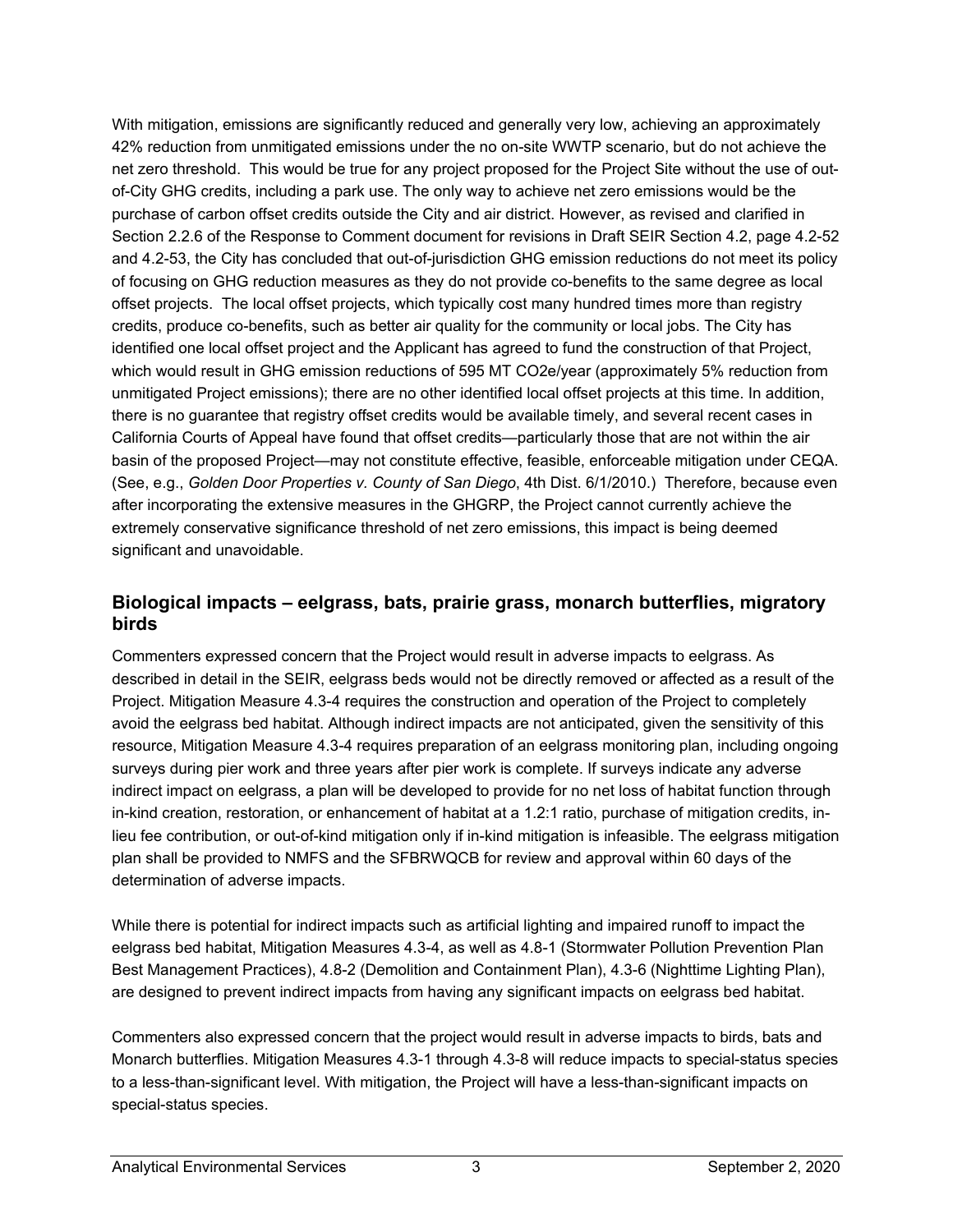With mitigation, emissions are significantly reduced and generally very low, achieving an approximately 42% reduction from unmitigated emissions under the no on-site WWTP scenario, but do not achieve the net zero threshold. This would be true for any project proposed for the Project Site without the use of out-of-City GHG credits, including a park use. The only way to achieve net zero emissions would be the purchase of carbon offset credits outside the City and air district. However, as revised and clarified in Section 2.2.6 of the Response to Comment document for revisions in Draft SEIR Section 4.2, page 4.2-52 and 4.2-53, the City has concluded that out-of-jurisdiction GHG emission reductions do not meet its policy of focusing on GHG reduction measures as they do not provide co-benefits to the same degree as local offset projects. The local offset projects, which typically cost many hundred times more than registry credits, produce co-benefits, such as better air quality for the community or local jobs. The City has identified one local offset project and the Applicant has agreed to fund the construction of that Project, which would result in GHG emission reductions of 595 MT $CO_2e$/year (approximately 5% reduction from unmitigated Project emissions); there are no other identified local offset projects at this time. In addition, there is no guarantee that registry offset credits would be available timely, and several recent cases in California Courts of Appeal have found that offset credits—particularly those that are not within the air basin of the proposed Project—may not constitute effective, feasible, enforceable mitigation under CEQA. (See, e.g., *Golden Door Properties v. County of San Diego*, 4th Dist. 6/1/2010.) Therefore, because even after incorporating the extensive measures in the GHGRP, the Project cannot currently achieve the extremely conservative significance threshold of net zero emissions, this impact is being deemed significant and unavoidable.

## Biological impacts – eelgrass, bats, prairie grass, monarch butterflies, migratory birds

Commenters expressed concern that the Project would result in adverse impacts to eelgrass. As described in detail in the SEIR, eelgrass beds would not be directly removed or affected as a result of the Project. Mitigation Measure 4.3-4 requires the construction and operation of the Project to completely avoid the eelgrass bed habitat. Although indirect impacts are not anticipated, given the sensitivity of this resource, Mitigation Measure 4.3-4 requires preparation of an eelgrass monitoring plan, including ongoing surveys during pier work and three years after pier work is complete. If surveys indicate any adverse indirect impact on eelgrass, a plan will be developed to provide for no net loss of habitat function through in-kind creation, restoration, or enhancement of habitat at a 1.2:1 ratio, purchase of mitigation credits, in-lieu fee contribution, or out-of-kind mitigation only if in-kind mitigation is infeasible. The eelgrass mitigation plan shall be provided to NMFS and the SFBRWQCB for review and approval within 60 days of the determination of adverse impacts.

While there is potential for indirect impacts such as artificial lighting and impaired runoff to impact the eelgrass bed habitat, Mitigation Measures 4.3-4, as well as 4.8-1 (Stormwater Pollution Prevention Plan Best Management Practices), 4.8-2 (Demolition and Containment Plan), 4.3-6 (Nighttime Lighting Plan), are designed to prevent indirect impacts from having any significant impacts on eelgrass bed habitat.

Commenters also expressed concern that the project would result in adverse impacts to birds, bats and Monarch butterflies. Mitigation Measures 4.3-1 through 4.3-8 will reduce impacts to special-status species to a less-than-significant level. With mitigation, the Project will have a less-than-significant impacts on special-status species.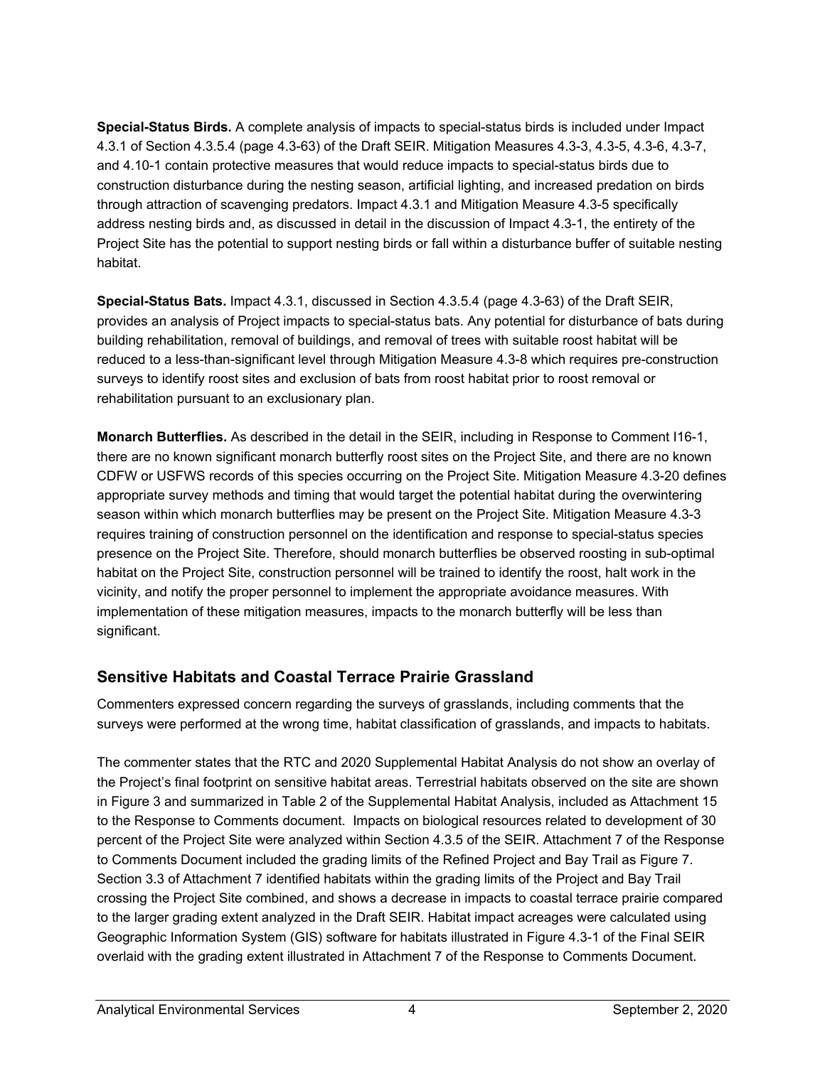**Special-Status Birds.** A complete analysis of impacts to special-status birds is included under Impact 4.3.1 of Section 4.3.5.4 (page 4.3-63) of the Draft SEIR. Mitigation Measures 4.3-3, 4.3-5, 4.3-6, 4.3-7, and 4.10-1 contain protective measures that would reduce impacts to special-status birds due to construction disturbance during the nesting season, artificial lighting, and increased predation on birds through attraction of scavenging predators. Impact 4.3.1 and Mitigation Measure 4.3-5 specifically address nesting birds and, as discussed in detail in the discussion of Impact 4.3-1, the entirety of the Project Site has the potential to support nesting birds or fall within a disturbance buffer of suitable nesting habitat.

**Special-Status Bats.** Impact 4.3.1, discussed in Section 4.3.5.4 (page 4.3-63) of the Draft SEIR, provides an analysis of Project impacts to special-status bats. Any potential for disturbance of bats during building rehabilitation, removal of buildings, and removal of trees with suitable roost habitat will be reduced to a less-than-significant level through Mitigation Measure 4.3-8 which requires pre-construction surveys to identify roost sites and exclusion of bats from roost habitat prior to roost removal or rehabilitation pursuant to an exclusionary plan.

**Monarch Butterflies.** As described in the detail in the SEIR, including in Response to Comment I16-1, there are no known significant monarch butterfly roost sites on the Project Site, and there are no known CDFW or USFWS records of this species occurring on the Project Site. Mitigation Measure 4.3-20 defines appropriate survey methods and timing that would target the potential habitat during the overwintering season within which monarch butterflies may be present on the Project Site. Mitigation Measure 4.3-3 requires training of construction personnel on the identification and response to special-status species presence on the Project Site. Therefore, should monarch butterflies be observed roosting in sub-optimal habitat on the Project Site, construction personnel will be trained to identify the roost, halt work in the vicinity, and notify the proper personnel to implement the appropriate avoidance measures. With implementation of these mitigation measures, impacts to the monarch butterfly will be less than significant.

## Sensitive Habitats and Coastal Terrace Prairie Grassland

Commenters expressed concern regarding the surveys of grasslands, including comments that the surveys were performed at the wrong time, habitat classification of grasslands, and impacts to habitats.

The commenter states that the RTC and 2020 Supplemental Habitat Analysis do not show an overlay of the Project's final footprint on sensitive habitat areas. Terrestrial habitats observed on the site are shown in Figure 3 and summarized in Table 2 of the Supplemental Habitat Analysis, included as Attachment 15 to the Response to Comments document. Impacts on biological resources related to development of 30 percent of the Project Site were analyzed within Section 4.3.5 of the SEIR. Attachment 7 of the Response to Comments Document included the grading limits of the Refined Project and Bay Trail as Figure 7. Section 3.3 of Attachment 7 identified habitats within the grading limits of the Project and Bay Trail crossing the Project Site combined, and shows a decrease in impacts to coastal terrace prairie compared to the larger grading extent analyzed in the Draft SEIR. Habitat impact acreages were calculated using Geographic Information System (GIS) software for habitats illustrated in Figure 4.3-1 of the Final SEIR overlaid with the grading extent illustrated in Attachment 7 of the Response to Comments Document.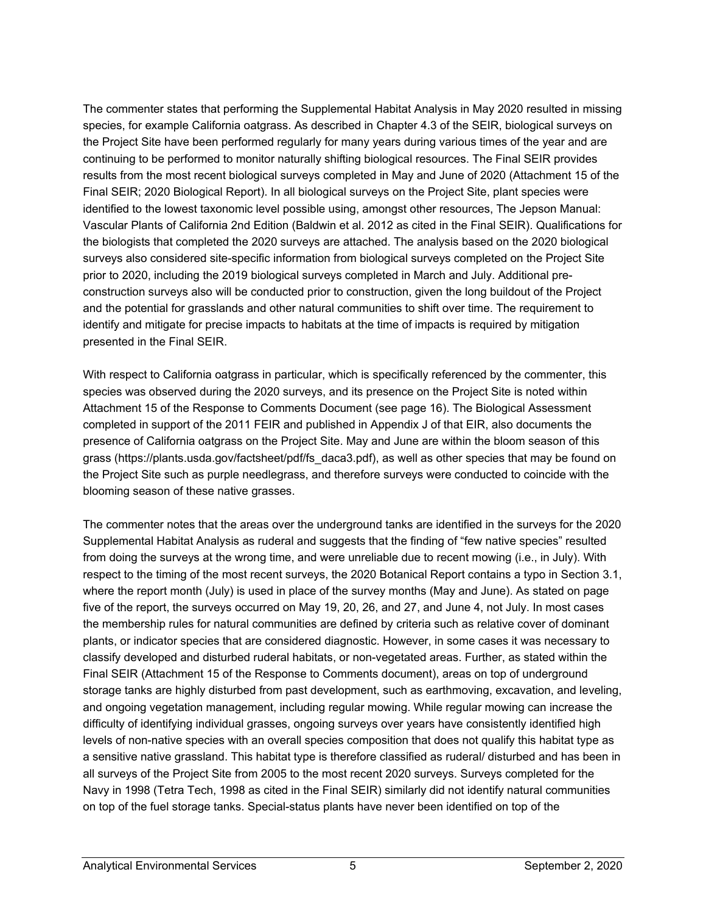The commenter states that performing the Supplemental Habitat Analysis in May 2020 resulted in missing species, for example California oatgrass. As described in Chapter 4.3 of the SEIR, biological surveys on the Project Site have been performed regularly for many years during various times of the year and are continuing to be performed to monitor naturally shifting biological resources. The Final SEIR provides results from the most recent biological surveys completed in May and June of 2020 (Attachment 15 of the Final SEIR; 2020 Biological Report). In all biological surveys on the Project Site, plant species were identified to the lowest taxonomic level possible using, amongst other resources, The Jepson Manual: Vascular Plants of California 2nd Edition (Baldwin et al. 2012 as cited in the Final SEIR). Qualifications for the biologists that completed the 2020 surveys are attached. The analysis based on the 2020 biological surveys also considered site-specific information from biological surveys completed on the Project Site prior to 2020, including the 2019 biological surveys completed in March and July. Additional pre-construction surveys also will be conducted prior to construction, given the long buildout of the Project and the potential for grasslands and other natural communities to shift over time. The requirement to identify and mitigate for precise impacts to habitats at the time of impacts is required by mitigation presented in the Final SEIR.

With respect to California oatgrass in particular, which is specifically referenced by the commenter, this species was observed during the 2020 surveys, and its presence on the Project Site is noted within Attachment 15 of the Response to Comments Document (see page 16). The Biological Assessment completed in support of the 2011 FEIR and published in Appendix J of that EIR, also documents the presence of California oatgrass on the Project Site. May and June are within the bloom season of this grass (https://plants.usda.gov/factsheet/pdf/fs_daca3.pdf), as well as other species that may be found on the Project Site such as purple needlegrass, and therefore surveys were conducted to coincide with the blooming season of these native grasses.

The commenter notes that the areas over the underground tanks are identified in the surveys for the 2020 Supplemental Habitat Analysis as ruderal and suggests that the finding of "few native species" resulted from doing the surveys at the wrong time, and were unreliable due to recent mowing (i.e., in July). With respect to the timing of the most recent surveys, the 2020 Botanical Report contains a typo in Section 3.1, where the report month (July) is used in place of the survey months (May and June). As stated on page five of the report, the surveys occurred on May 19, 20, 26, and 27, and June 4, not July. In most cases the membership rules for natural communities are defined by criteria such as relative cover of dominant plants, or indicator species that are considered diagnostic. However, in some cases it was necessary to classify developed and disturbed ruderal habitats, or non-vegetated areas. Further, as stated within the Final SEIR (Attachment 15 of the Response to Comments document), areas on top of underground storage tanks are highly disturbed from past development, such as earthmoving, excavation, and leveling, and ongoing vegetation management, including regular mowing. While regular mowing can increase the difficulty of identifying individual grasses, ongoing surveys over years have consistently identified high levels of non-native species with an overall species composition that does not qualify this habitat type as a sensitive native grassland. This habitat type is therefore classified as ruderal/ disturbed and has been in all surveys of the Project Site from 2005 to the most recent 2020 surveys. Surveys completed for the Navy in 1998 (Tetra Tech, 1998 as cited in the Final SEIR) similarly did not identify natural communities on top of the fuel storage tanks. Special-status plants have never been identified on top of the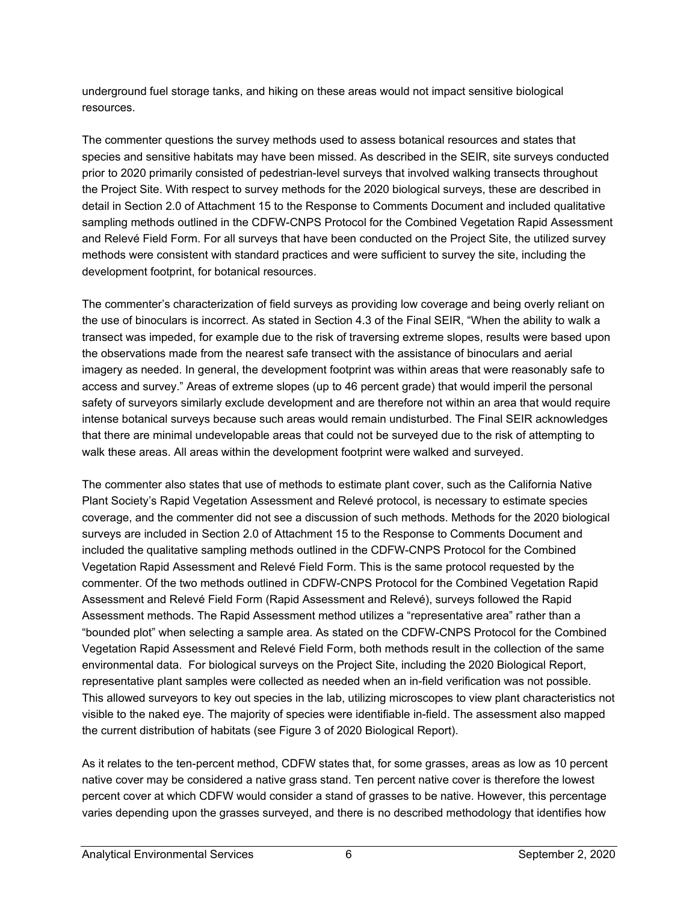underground fuel storage tanks, and hiking on these areas would not impact sensitive biological resources.

The commenter questions the survey methods used to assess botanical resources and states that species and sensitive habitats may have been missed. As described in the SEIR, site surveys conducted prior to 2020 primarily consisted of pedestrian-level surveys that involved walking transects throughout the Project Site. With respect to survey methods for the 2020 biological surveys, these are described in detail in Section 2.0 of Attachment 15 to the Response to Comments Document and included qualitative sampling methods outlined in the CDFW-CNPS Protocol for the Combined Vegetation Rapid Assessment and Relevé Field Form. For all surveys that have been conducted on the Project Site, the utilized survey methods were consistent with standard practices and were sufficient to survey the site, including the development footprint, for botanical resources.

The commenter's characterization of field surveys as providing low coverage and being overly reliant on the use of binoculars is incorrect. As stated in Section 4.3 of the Final SEIR, "When the ability to walk a transect was impeded, for example due to the risk of traversing extreme slopes, results were based upon the observations made from the nearest safe transect with the assistance of binoculars and aerial imagery as needed. In general, the development footprint was within areas that were reasonably safe to access and survey." Areas of extreme slopes (up to 46 percent grade) that would imperil the personal safety of surveyors similarly exclude development and are therefore not within an area that would require intense botanical surveys because such areas would remain undisturbed. The Final SEIR acknowledges that there are minimal undevelopable areas that could not be surveyed due to the risk of attempting to walk these areas. All areas within the development footprint were walked and surveyed.

The commenter also states that use of methods to estimate plant cover, such as the California Native Plant Society's Rapid Vegetation Assessment and Relevé protocol, is necessary to estimate species coverage, and the commenter did not see a discussion of such methods. Methods for the 2020 biological surveys are included in Section 2.0 of Attachment 15 to the Response to Comments Document and included the qualitative sampling methods outlined in the CDFW-CNPS Protocol for the Combined Vegetation Rapid Assessment and Relevé Field Form. This is the same protocol requested by the commenter. Of the two methods outlined in CDFW-CNPS Protocol for the Combined Vegetation Rapid Assessment and Relevé Field Form (Rapid Assessment and Relevé), surveys followed the Rapid Assessment methods. The Rapid Assessment method utilizes a "representative area" rather than a "bounded plot" when selecting a sample area. As stated on the CDFW-CNPS Protocol for the Combined Vegetation Rapid Assessment and Relevé Field Form, both methods result in the collection of the same environmental data. For biological surveys on the Project Site, including the 2020 Biological Report, representative plant samples were collected as needed when an in-field verification was not possible. This allowed surveyors to key out species in the lab, utilizing microscopes to view plant characteristics not visible to the naked eye. The majority of species were identifiable in-field. The assessment also mapped the current distribution of habitats (see Figure 3 of 2020 Biological Report).

As it relates to the ten-percent method, CDFW states that, for some grasses, areas as low as 10 percent native cover may be considered a native grass stand. Ten percent native cover is therefore the lowest percent cover at which CDFW would consider a stand of grasses to be native. However, this percentage varies depending upon the grasses surveyed, and there is no described methodology that identifies how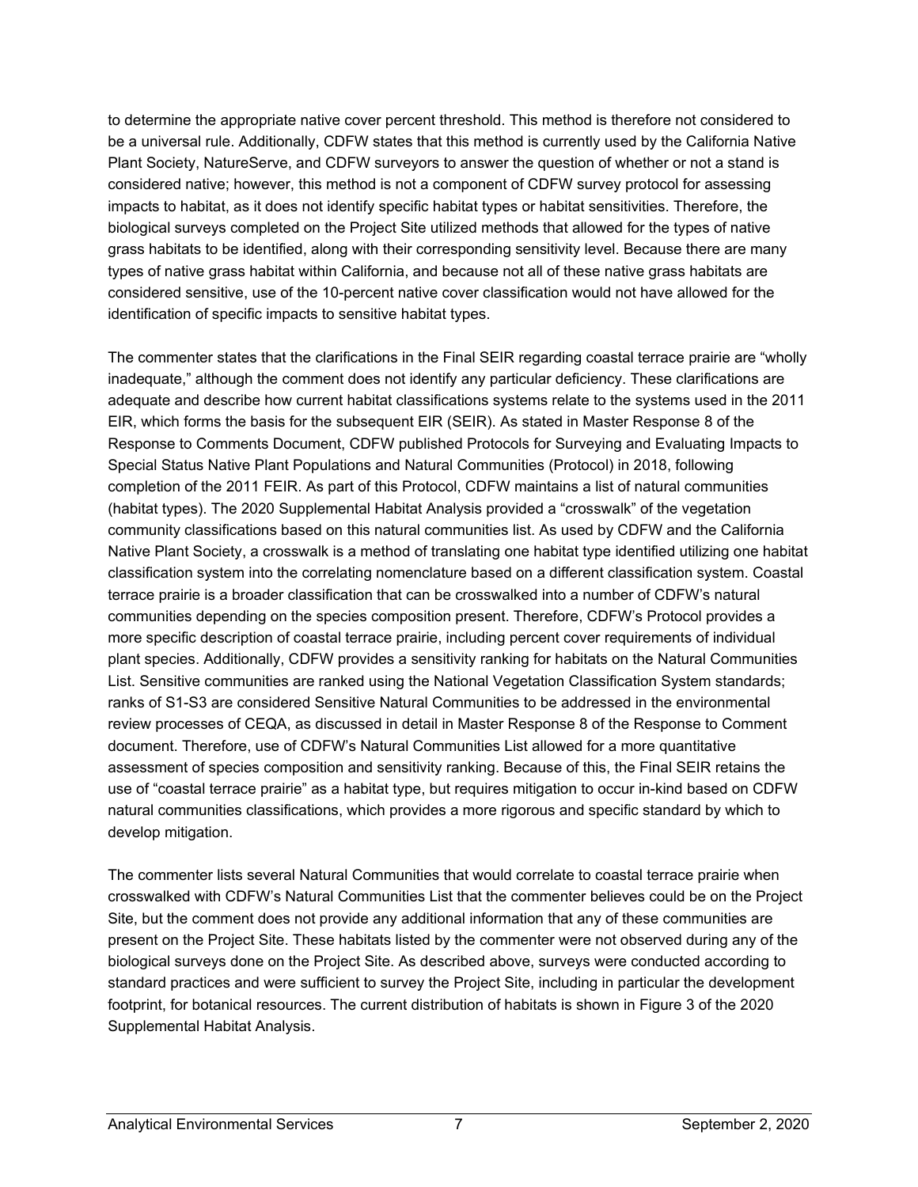to determine the appropriate native cover percent threshold. This method is therefore not considered to be a universal rule. Additionally, CDFW states that this method is currently used by the California Native Plant Society, NatureServe, and CDFW surveyors to answer the question of whether or not a stand is considered native; however, this method is not a component of CDFW survey protocol for assessing impacts to habitat, as it does not identify specific habitat types or habitat sensitivities. Therefore, the biological surveys completed on the Project Site utilized methods that allowed for the types of native grass habitats to be identified, along with their corresponding sensitivity level. Because there are many types of native grass habitat within California, and because not all of these native grass habitats are considered sensitive, use of the 10-percent native cover classification would not have allowed for the identification of specific impacts to sensitive habitat types.

The commenter states that the clarifications in the Final SEIR regarding coastal terrace prairie are "wholly inadequate," although the comment does not identify any particular deficiency. These clarifications are adequate and describe how current habitat classifications systems relate to the systems used in the 2011 EIR, which forms the basis for the subsequent EIR (SEIR). As stated in Master Response 8 of the Response to Comments Document, CDFW published Protocols for Surveying and Evaluating Impacts to Special Status Native Plant Populations and Natural Communities (Protocol) in 2018, following completion of the 2011 FEIR. As part of this Protocol, CDFW maintains a list of natural communities (habitat types). The 2020 Supplemental Habitat Analysis provided a "crosswalk" of the vegetation community classifications based on this natural communities list. As used by CDFW and the California Native Plant Society, a crosswalk is a method of translating one habitat type identified utilizing one habitat classification system into the correlating nomenclature based on a different classification system. Coastal terrace prairie is a broader classification that can be crosswalked into a number of CDFW's natural communities depending on the species composition present. Therefore, CDFW's Protocol provides a more specific description of coastal terrace prairie, including percent cover requirements of individual plant species. Additionally, CDFW provides a sensitivity ranking for habitats on the Natural Communities List. Sensitive communities are ranked using the National Vegetation Classification System standards; ranks of S1-S3 are considered Sensitive Natural Communities to be addressed in the environmental review processes of CEQA, as discussed in detail in Master Response 8 of the Response to Comment document. Therefore, use of CDFW's Natural Communities List allowed for a more quantitative assessment of species composition and sensitivity ranking. Because of this, the Final SEIR retains the use of "coastal terrace prairie" as a habitat type, but requires mitigation to occur in-kind based on CDFW natural communities classifications, which provides a more rigorous and specific standard by which to develop mitigation.

The commenter lists several Natural Communities that would correlate to coastal terrace prairie when crosswalked with CDFW's Natural Communities List that the commenter believes could be on the Project Site, but the comment does not provide any additional information that any of these communities are present on the Project Site. These habitats listed by the commenter were not observed during any of the biological surveys done on the Project Site. As described above, surveys were conducted according to standard practices and were sufficient to survey the Project Site, including in particular the development footprint, for botanical resources. The current distribution of habitats is shown in Figure 3 of the 2020 Supplemental Habitat Analysis.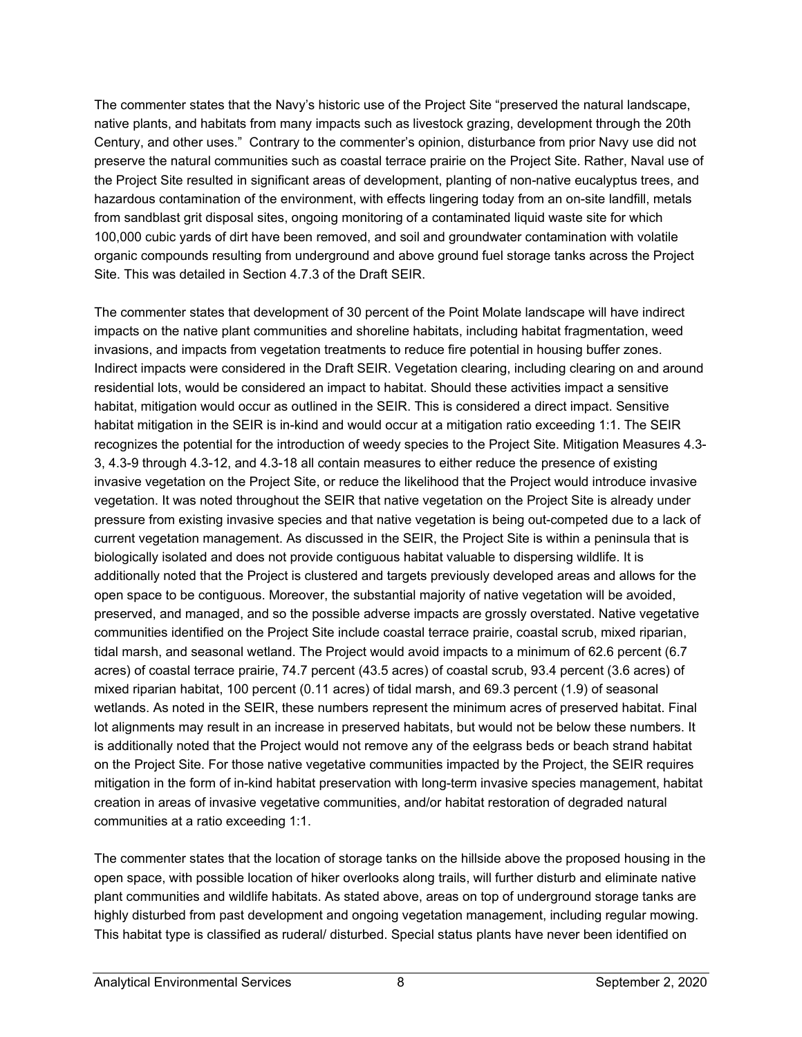The commenter states that the Navy's historic use of the Project Site "preserved the natural landscape, native plants, and habitats from many impacts such as livestock grazing, development through the 20th Century, and other uses." Contrary to the commenter's opinion, disturbance from prior Navy use did not preserve the natural communities such as coastal terrace prairie on the Project Site. Rather, Naval use of the Project Site resulted in significant areas of development, planting of non-native eucalyptus trees, and hazardous contamination of the environment, with effects lingering today from an on-site landfill, metals from sandblast grit disposal sites, ongoing monitoring of a contaminated liquid waste site for which 100,000 cubic yards of dirt have been removed, and soil and groundwater contamination with volatile organic compounds resulting from underground and above ground fuel storage tanks across the Project Site. This was detailed in Section 4.7.3 of the Draft SEIR.

The commenter states that development of 30 percent of the Point Molate landscape will have indirect impacts on the native plant communities and shoreline habitats, including habitat fragmentation, weed invasions, and impacts from vegetation treatments to reduce fire potential in housing buffer zones. Indirect impacts were considered in the Draft SEIR. Vegetation clearing, including clearing on and around residential lots, would be considered an impact to habitat. Should these activities impact a sensitive habitat, mitigation would occur as outlined in the SEIR. This is considered a direct impact. Sensitive habitat mitigation in the SEIR is in-kind and would occur at a mitigation ratio exceeding 1:1. The SEIR recognizes the potential for the introduction of weedy species to the Project Site. Mitigation Measures 4.3-3, 4.3-9 through 4.3-12, and 4.3-18 all contain measures to either reduce the presence of existing invasive vegetation on the Project Site, or reduce the likelihood that the Project would introduce invasive vegetation. It was noted throughout the SEIR that native vegetation on the Project Site is already under pressure from existing invasive species and that native vegetation is being out-competed due to a lack of current vegetation management. As discussed in the SEIR, the Project Site is within a peninsula that is biologically isolated and does not provide contiguous habitat valuable to dispersing wildlife. It is additionally noted that the Project is clustered and targets previously developed areas and allows for the open space to be contiguous. Moreover, the substantial majority of native vegetation will be avoided, preserved, and managed, and so the possible adverse impacts are grossly overstated. Native vegetative communities identified on the Project Site include coastal terrace prairie, coastal scrub, mixed riparian, tidal marsh, and seasonal wetland. The Project would avoid impacts to a minimum of 62.6 percent (6.7 acres) of coastal terrace prairie, 74.7 percent (43.5 acres) of coastal scrub, 93.4 percent (3.6 acres) of mixed riparian habitat, 100 percent (0.11 acres) of tidal marsh, and 69.3 percent (1.9) of seasonal wetlands. As noted in the SEIR, these numbers represent the minimum acres of preserved habitat. Final lot alignments may result in an increase in preserved habitats, but would not be below these numbers. It is additionally noted that the Project would not remove any of the eelgrass beds or beach strand habitat on the Project Site. For those native vegetative communities impacted by the Project, the SEIR requires mitigation in the form of in-kind habitat preservation with long-term invasive species management, habitat creation in areas of invasive vegetative communities, and/or habitat restoration of degraded natural communities at a ratio exceeding 1:1.

The commenter states that the location of storage tanks on the hillside above the proposed housing in the open space, with possible location of hiker overlooks along trails, will further disturb and eliminate native plant communities and wildlife habitats. As stated above, areas on top of underground storage tanks are highly disturbed from past development and ongoing vegetation management, including regular mowing. This habitat type is classified as ruderal/ disturbed. Special status plants have never been identified on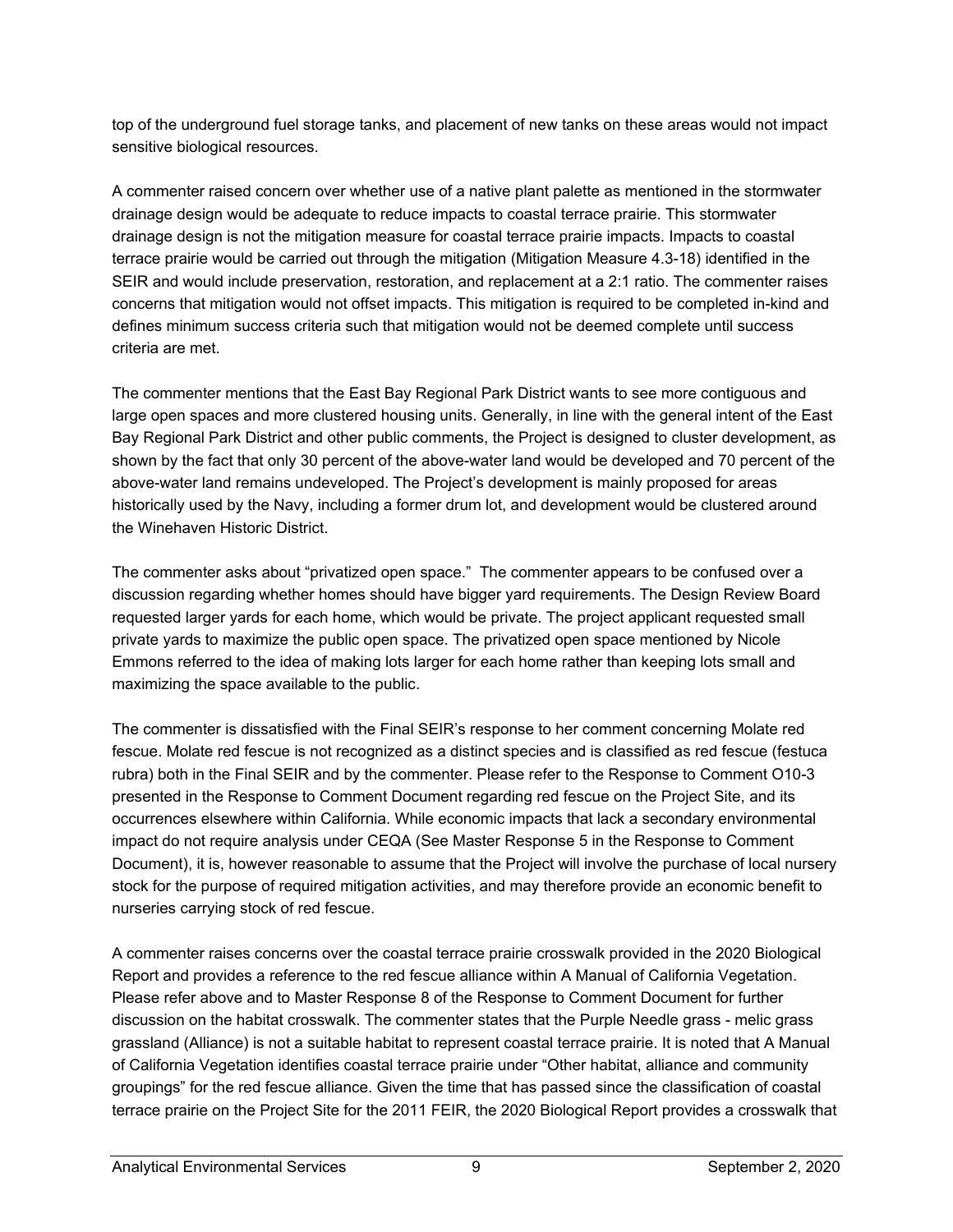top of the underground fuel storage tanks, and placement of new tanks on these areas would not impact sensitive biological resources.

A commenter raised concern over whether use of a native plant palette as mentioned in the stormwater drainage design would be adequate to reduce impacts to coastal terrace prairie. This stormwater drainage design is not the mitigation measure for coastal terrace prairie impacts. Impacts to coastal terrace prairie would be carried out through the mitigation (Mitigation Measure 4.3-18) identified in the SEIR and would include preservation, restoration, and replacement at a 2:1 ratio. The commenter raises concerns that mitigation would not offset impacts. This mitigation is required to be completed in-kind and defines minimum success criteria such that mitigation would not be deemed complete until success criteria are met.

The commenter mentions that the East Bay Regional Park District wants to see more contiguous and large open spaces and more clustered housing units. Generally, in line with the general intent of the East Bay Regional Park District and other public comments, the Project is designed to cluster development, as shown by the fact that only 30 percent of the above-water land would be developed and 70 percent of the above-water land remains undeveloped. The Project's development is mainly proposed for areas historically used by the Navy, including a former drum lot, and development would be clustered around the Winehaven Historic District.

The commenter asks about "privatized open space." The commenter appears to be confused over a discussion regarding whether homes should have bigger yard requirements. The Design Review Board requested larger yards for each home, which would be private. The project applicant requested small private yards to maximize the public open space. The privatized open space mentioned by Nicole Emmons referred to the idea of making lots larger for each home rather than keeping lots small and maximizing the space available to the public.

The commenter is dissatisfied with the Final SEIR's response to her comment concerning Molate red fescue. Molate red fescue is not recognized as a distinct species and is classified as red fescue (festuca rubra) both in the Final SEIR and by the commenter. Please refer to the Response to Comment O10-3 presented in the Response to Comment Document regarding red fescue on the Project Site, and its occurrences elsewhere within California. While economic impacts that lack a secondary environmental impact do not require analysis under CEQA (See Master Response 5 in the Response to Comment Document), it is, however reasonable to assume that the Project will involve the purchase of local nursery stock for the purpose of required mitigation activities, and may therefore provide an economic benefit to nurseries carrying stock of red fescue.

A commenter raises concerns over the coastal terrace prairie crosswalk provided in the 2020 Biological Report and provides a reference to the red fescue alliance within A Manual of California Vegetation. Please refer above and to Master Response 8 of the Response to Comment Document for further discussion on the habitat crosswalk. The commenter states that the Purple Needle grass - melic grass grassland (Alliance) is not a suitable habitat to represent coastal terrace prairie. It is noted that A Manual of California Vegetation identifies coastal terrace prairie under "Other habitat, alliance and community groupings" for the red fescue alliance. Given the time that has passed since the classification of coastal terrace prairie on the Project Site for the 2011 FEIR, the 2020 Biological Report provides a crosswalk that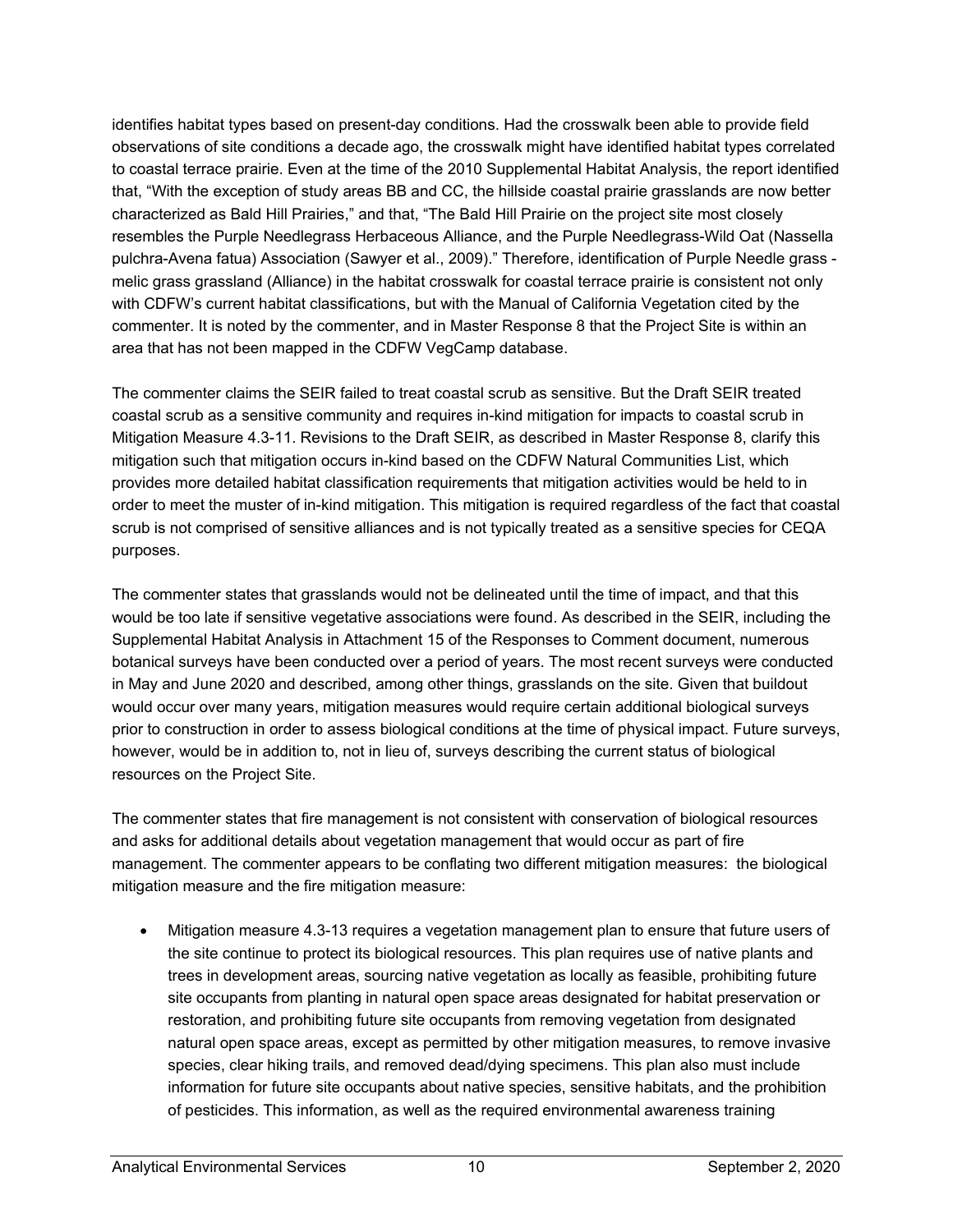identifies habitat types based on present-day conditions. Had the crosswalk been able to provide field observations of site conditions a decade ago, the crosswalk might have identified habitat types correlated to coastal terrace prairie. Even at the time of the 2010 Supplemental Habitat Analysis, the report identified that, "With the exception of study areas BB and CC, the hillside coastal prairie grasslands are now better characterized as Bald Hill Prairies," and that, "The Bald Hill Prairie on the project site most closely resembles the Purple Needlegrass Herbaceous Alliance, and the Purple Needlegrass-Wild Oat (Nassella pulchra-Avena fatua) Association (Sawyer et al., 2009)." Therefore, identification of Purple Needle grass - melic grass grassland (Alliance) in the habitat crosswalk for coastal terrace prairie is consistent not only with CDFW's current habitat classifications, but with the Manual of California Vegetation cited by the commenter. It is noted by the commenter, and in Master Response 8 that the Project Site is within an area that has not been mapped in the CDFW VegCamp database.

The commenter claims the SEIR failed to treat coastal scrub as sensitive. But the Draft SEIR treated coastal scrub as a sensitive community and requires in-kind mitigation for impacts to coastal scrub in Mitigation Measure 4.3-11. Revisions to the Draft SEIR, as described in Master Response 8, clarify this mitigation such that mitigation occurs in-kind based on the CDFW Natural Communities List, which provides more detailed habitat classification requirements that mitigation activities would be held to in order to meet the muster of in-kind mitigation. This mitigation is required regardless of the fact that coastal scrub is not comprised of sensitive alliances and is not typically treated as a sensitive species for CEQA purposes.

The commenter states that grasslands would not be delineated until the time of impact, and that this would be too late if sensitive vegetative associations were found. As described in the SEIR, including the Supplemental Habitat Analysis in Attachment 15 of the Responses to Comment document, numerous botanical surveys have been conducted over a period of years. The most recent surveys were conducted in May and June 2020 and described, among other things, grasslands on the site. Given that buildout would occur over many years, mitigation measures would require certain additional biological surveys prior to construction in order to assess biological conditions at the time of physical impact. Future surveys, however, would be in addition to, not in lieu of, surveys describing the current status of biological resources on the Project Site.

The commenter states that fire management is not consistent with conservation of biological resources and asks for additional details about vegetation management that would occur as part of fire management. The commenter appears to be conflating two different mitigation measures: the biological mitigation measure and the fire mitigation measure:

- Mitigation measure 4.3-13 requires a vegetation management plan to ensure that future users of the site continue to protect its biological resources. This plan requires use of native plants and trees in development areas, sourcing native vegetation as locally as feasible, prohibiting future site occupants from planting in natural open space areas designated for habitat preservation or restoration, and prohibiting future site occupants from removing vegetation from designated natural open space areas, except as permitted by other mitigation measures, to remove invasive species, clear hiking trails, and removed dead/dying specimens. This plan also must include information for future site occupants about native species, sensitive habitats, and the prohibition of pesticides. This information, as well as the required environmental awareness training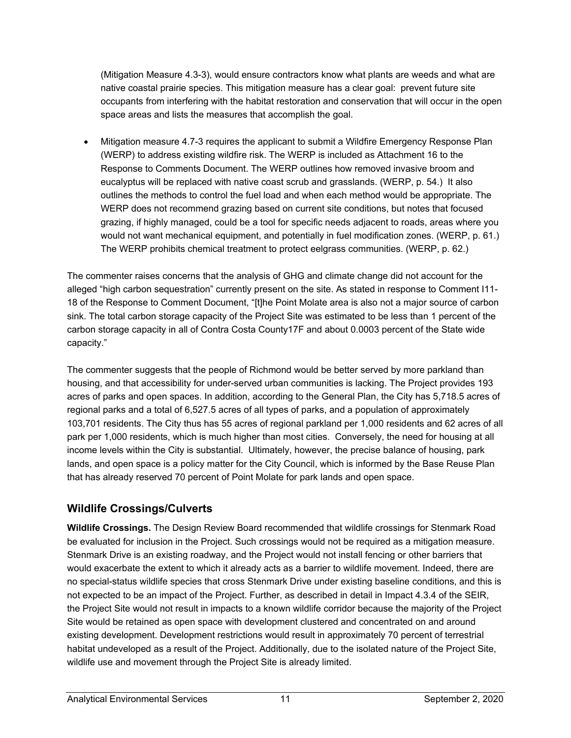(Mitigation Measure 4.3-3), would ensure contractors know what plants are weeds and what are native coastal prairie species. This mitigation measure has a clear goal: prevent future site occupants from interfering with the habitat restoration and conservation that will occur in the open space areas and lists the measures that accomplish the goal.

- Mitigation measure 4.7-3 requires the applicant to submit a Wildfire Emergency Response Plan (WERP) to address existing wildfire risk. The WERP is included as Attachment 16 to the Response to Comments Document. The WERP outlines how removed invasive broom and eucalyptus will be replaced with native coast scrub and grasslands. (WERP, p. 54.) It also outlines the methods to control the fuel load and when each method would be appropriate. The WERP does not recommend grazing based on current site conditions, but notes that focused grazing, if highly managed, could be a tool for specific needs adjacent to roads, areas where you would not want mechanical equipment, and potentially in fuel modification zones. (WERP, p. 61.) The WERP prohibits chemical treatment to protect eelgrass communities. (WERP, p. 62.)

The commenter raises concerns that the analysis of GHG and climate change did not account for the alleged "high carbon sequestration" currently present on the site. As stated in response to Comment I11-18 of the Response to Comment Document, "[t]he Point Molate area is also not a major source of carbon sink. The total carbon storage capacity of the Project Site was estimated to be less than 1 percent of the carbon storage capacity in all of Contra Costa County17F and about 0.0003 percent of the State wide capacity."

The commenter suggests that the people of Richmond would be better served by more parkland than housing, and that accessibility for under-served urban communities is lacking. The Project provides 193 acres of parks and open spaces. In addition, according to the General Plan, the City has 5,718.5 acres of regional parks and a total of 6,527.5 acres of all types of parks, and a population of approximately 103,701 residents. The City thus has 55 acres of regional parkland per 1,000 residents and 62 acres of all park per 1,000 residents, which is much higher than most cities. Conversely, the need for housing at all income levels within the City is substantial. Ultimately, however, the precise balance of housing, park lands, and open space is a policy matter for the City Council, which is informed by the Base Reuse Plan that has already reserved 70 percent of Point Molate for park lands and open space.

## Wildlife Crossings/Culverts

**Wildlife Crossings.** The Design Review Board recommended that wildlife crossings for Stenmark Road be evaluated for inclusion in the Project. Such crossings would not be required as a mitigation measure. Stenmark Drive is an existing roadway, and the Project would not install fencing or other barriers that would exacerbate the extent to which it already acts as a barrier to wildlife movement. Indeed, there are no special-status wildlife species that cross Stenmark Drive under existing baseline conditions, and this is not expected to be an impact of the Project. Further, as described in detail in Impact 4.3.4 of the SEIR, the Project Site would not result in impacts to a known wildlife corridor because the majority of the Project Site would be retained as open space with development clustered and concentrated on and around existing development. Development restrictions would result in approximately 70 percent of terrestrial habitat undeveloped as a result of the Project. Additionally, due to the isolated nature of the Project Site, wildlife use and movement through the Project Site is already limited.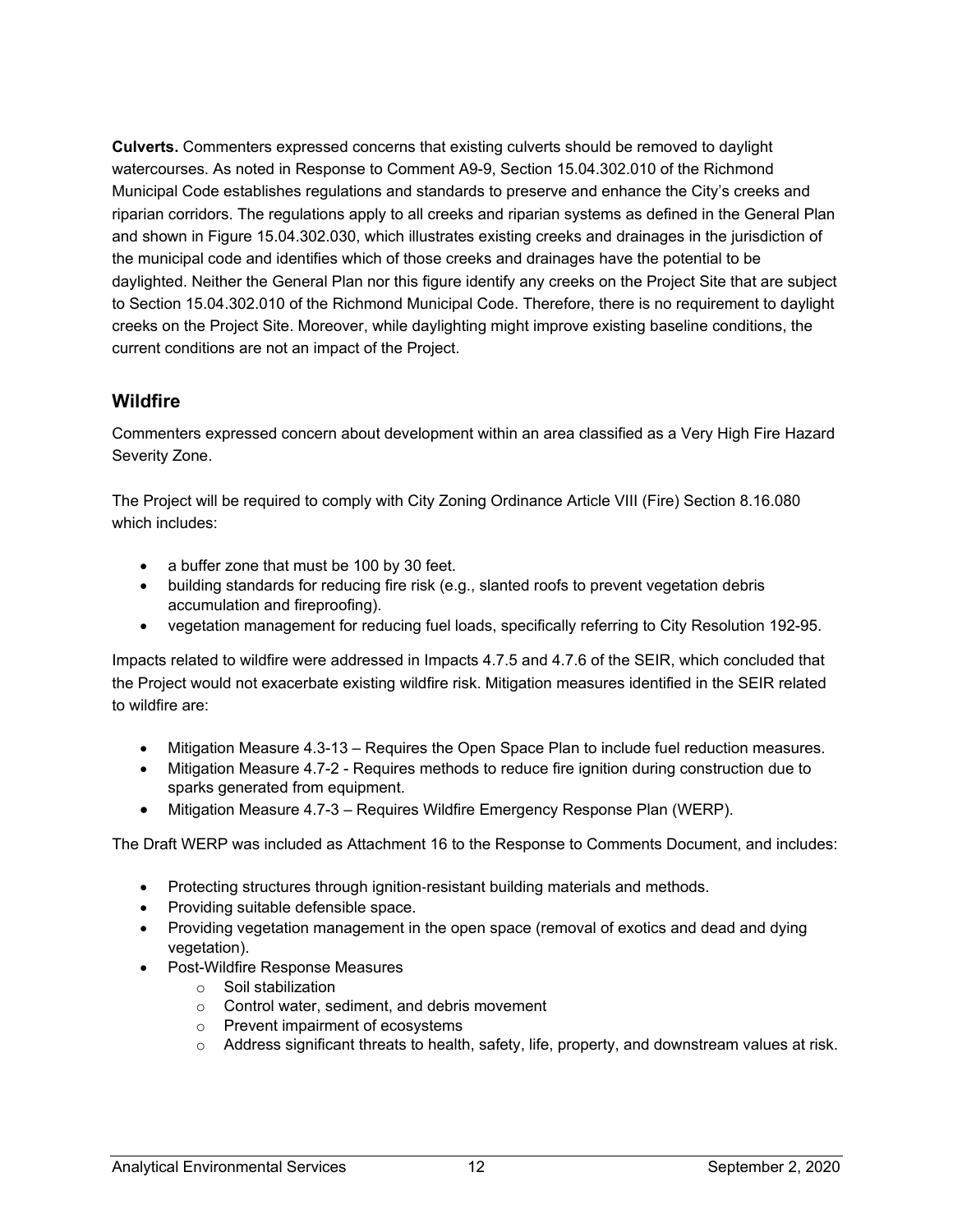**Culverts.** Commenters expressed concerns that existing culverts should be removed to daylight watercourses. As noted in Response to Comment A9-9, Section 15.04.302.010 of the Richmond Municipal Code establishes regulations and standards to preserve and enhance the City's creeks and riparian corridors. The regulations apply to all creeks and riparian systems as defined in the General Plan and shown in Figure 15.04.302.030, which illustrates existing creeks and drainages in the jurisdiction of the municipal code and identifies which of those creeks and drainages have the potential to be daylighted. Neither the General Plan nor this figure identify any creeks on the Project Site that are subject to Section 15.04.302.010 of the Richmond Municipal Code. Therefore, there is no requirement to daylight creeks on the Project Site. Moreover, while daylighting might improve existing baseline conditions, the current conditions are not an impact of the Project.

## Wildfire

Commenters expressed concern about development within an area classified as a Very High Fire Hazard Severity Zone.

The Project will be required to comply with City Zoning Ordinance Article VIII (Fire) Section 8.16.080 which includes:

- a buffer zone that must be 100 by 30 feet.
- building standards for reducing fire risk (e.g., slanted roofs to prevent vegetation debris accumulation and fireproofing).
- vegetation management for reducing fuel loads, specifically referring to City Resolution 192-95.

Impacts related to wildfire were addressed in Impacts 4.7.5 and 4.7.6 of the SEIR, which concluded that the Project would not exacerbate existing wildfire risk. Mitigation measures identified in the SEIR related to wildfire are:

- Mitigation Measure 4.3-13 – Requires the Open Space Plan to include fuel reduction measures.
- Mitigation Measure 4.7-2 - Requires methods to reduce fire ignition during construction due to sparks generated from equipment.
- Mitigation Measure 4.7-3 – Requires Wildfire Emergency Response Plan (WERP).

The Draft WERP was included as Attachment 16 to the Response to Comments Document, and includes:

- Protecting structures through ignition-resistant building materials and methods.
- Providing suitable defensible space.
- Providing vegetation management in the open space (removal of exotics and dead and dying vegetation).
- Post-Wildfire Response Measures
  - Soil stabilization
  - Control water, sediment, and debris movement
  - Prevent impairment of ecosystems
  - Address significant threats to health, safety, life, property, and downstream values at risk.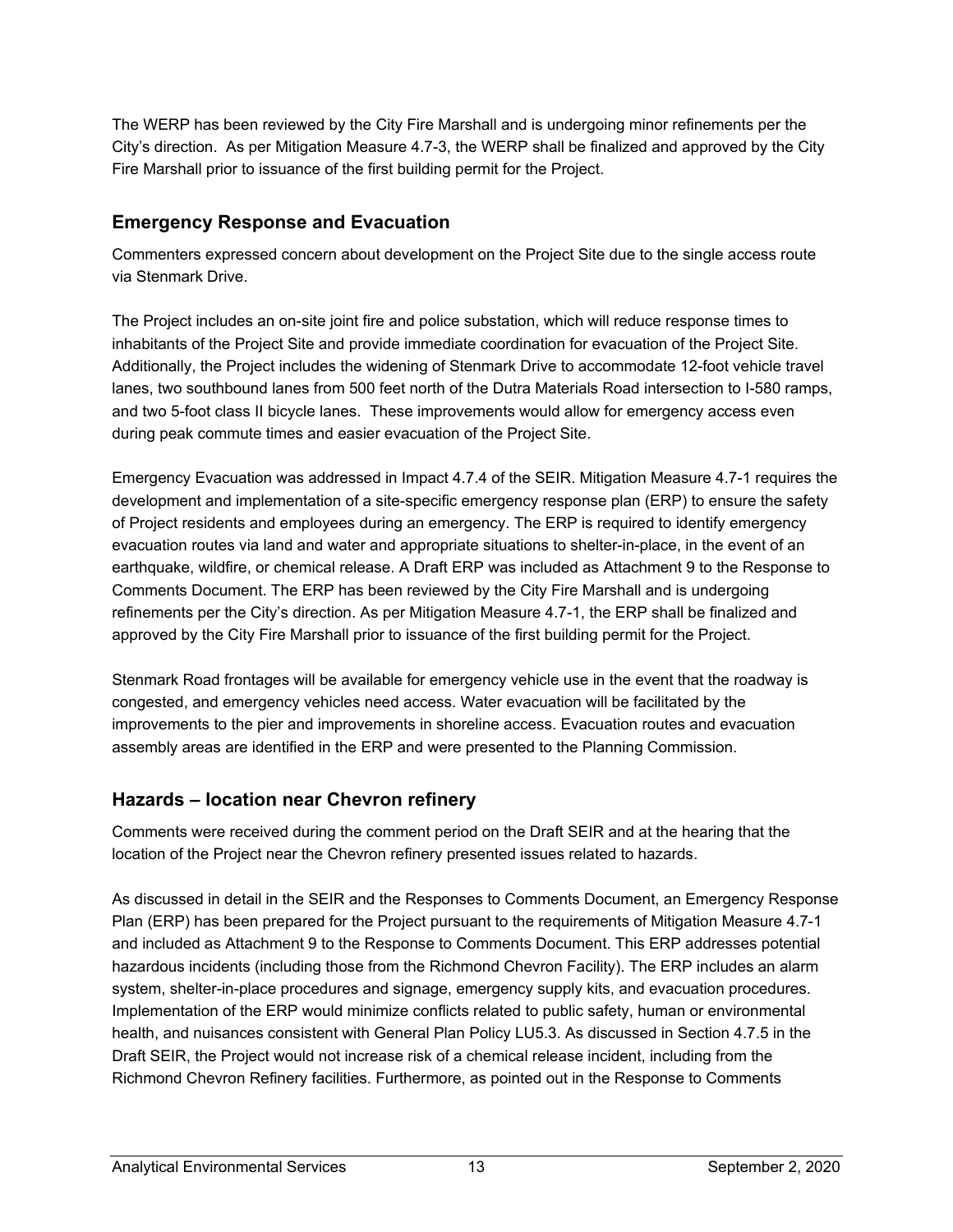The WERP has been reviewed by the City Fire Marshall and is undergoing minor refinements per the City's direction. As per Mitigation Measure 4.7-3, the WERP shall be finalized and approved by the City Fire Marshall prior to issuance of the first building permit for the Project.

## Emergency Response and Evacuation

Commenters expressed concern about development on the Project Site due to the single access route via Stenmark Drive.

The Project includes an on-site joint fire and police substation, which will reduce response times to inhabitants of the Project Site and provide immediate coordination for evacuation of the Project Site. Additionally, the Project includes the widening of Stenmark Drive to accommodate 12-foot vehicle travel lanes, two southbound lanes from 500 feet north of the Dutra Materials Road intersection to I-580 ramps, and two 5-foot class II bicycle lanes. These improvements would allow for emergency access even during peak commute times and easier evacuation of the Project Site.

Emergency Evacuation was addressed in Impact 4.7.4 of the SEIR. Mitigation Measure 4.7-1 requires the development and implementation of a site-specific emergency response plan (ERP) to ensure the safety of Project residents and employees during an emergency. The ERP is required to identify emergency evacuation routes via land and water and appropriate situations to shelter-in-place, in the event of an earthquake, wildfire, or chemical release. A Draft ERP was included as Attachment 9 to the Response to Comments Document. The ERP has been reviewed by the City Fire Marshall and is undergoing refinements per the City's direction. As per Mitigation Measure 4.7-1, the ERP shall be finalized and approved by the City Fire Marshall prior to issuance of the first building permit for the Project.

Stenmark Road frontages will be available for emergency vehicle use in the event that the roadway is congested, and emergency vehicles need access. Water evacuation will be facilitated by the improvements to the pier and improvements in shoreline access. Evacuation routes and evacuation assembly areas are identified in the ERP and were presented to the Planning Commission.

## Hazards – location near Chevron refinery

Comments were received during the comment period on the Draft SEIR and at the hearing that the location of the Project near the Chevron refinery presented issues related to hazards.

As discussed in detail in the SEIR and the Responses to Comments Document, an Emergency Response Plan (ERP) has been prepared for the Project pursuant to the requirements of Mitigation Measure 4.7-1 and included as Attachment 9 to the Response to Comments Document. This ERP addresses potential hazardous incidents (including those from the Richmond Chevron Facility). The ERP includes an alarm system, shelter-in-place procedures and signage, emergency supply kits, and evacuation procedures. Implementation of the ERP would minimize conflicts related to public safety, human or environmental health, and nuisances consistent with General Plan Policy LU5.3. As discussed in Section 4.7.5 in the Draft SEIR, the Project would not increase risk of a chemical release incident, including from the Richmond Chevron Refinery facilities. Furthermore, as pointed out in the Response to Comments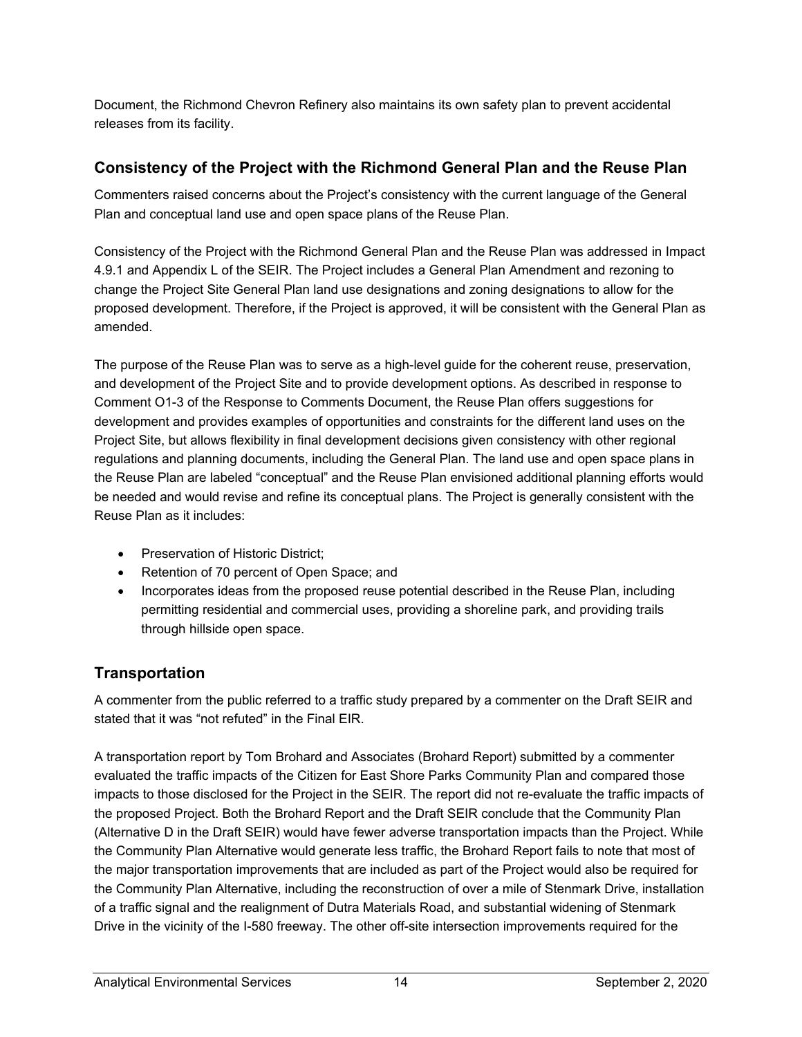Document, the Richmond Chevron Refinery also maintains its own safety plan to prevent accidental releases from its facility.

## Consistency of the Project with the Richmond General Plan and the Reuse Plan

Commenters raised concerns about the Project's consistency with the current language of the General Plan and conceptual land use and open space plans of the Reuse Plan.

Consistency of the Project with the Richmond General Plan and the Reuse Plan was addressed in Impact 4.9.1 and Appendix L of the SEIR. The Project includes a General Plan Amendment and rezoning to change the Project Site General Plan land use designations and zoning designations to allow for the proposed development. Therefore, if the Project is approved, it will be consistent with the General Plan as amended.

The purpose of the Reuse Plan was to serve as a high-level guide for the coherent reuse, preservation, and development of the Project Site and to provide development options. As described in response to Comment O1-3 of the Response to Comments Document, the Reuse Plan offers suggestions for development and provides examples of opportunities and constraints for the different land uses on the Project Site, but allows flexibility in final development decisions given consistency with other regional regulations and planning documents, including the General Plan. The land use and open space plans in the Reuse Plan are labeled "conceptual" and the Reuse Plan envisioned additional planning efforts would be needed and would revise and refine its conceptual plans. The Project is generally consistent with the Reuse Plan as it includes:

- Preservation of Historic District;
- Retention of 70 percent of Open Space; and
- Incorporates ideas from the proposed reuse potential described in the Reuse Plan, including permitting residential and commercial uses, providing a shoreline park, and providing trails through hillside open space.

## Transportation

A commenter from the public referred to a traffic study prepared by a commenter on the Draft SEIR and stated that it was "not refuted" in the Final EIR.

A transportation report by Tom Brohard and Associates (Brohard Report) submitted by a commenter evaluated the traffic impacts of the Citizen for East Shore Parks Community Plan and compared those impacts to those disclosed for the Project in the SEIR. The report did not re-evaluate the traffic impacts of the proposed Project. Both the Brohard Report and the Draft SEIR conclude that the Community Plan (Alternative D in the Draft SEIR) would have fewer adverse transportation impacts than the Project. While the Community Plan Alternative would generate less traffic, the Brohard Report fails to note that most of the major transportation improvements that are included as part of the Project would also be required for the Community Plan Alternative, including the reconstruction of over a mile of Stenmark Drive, installation of a traffic signal and the realignment of Dutra Materials Road, and substantial widening of Stenmark Drive in the vicinity of the I-580 freeway. The other off-site intersection improvements required for the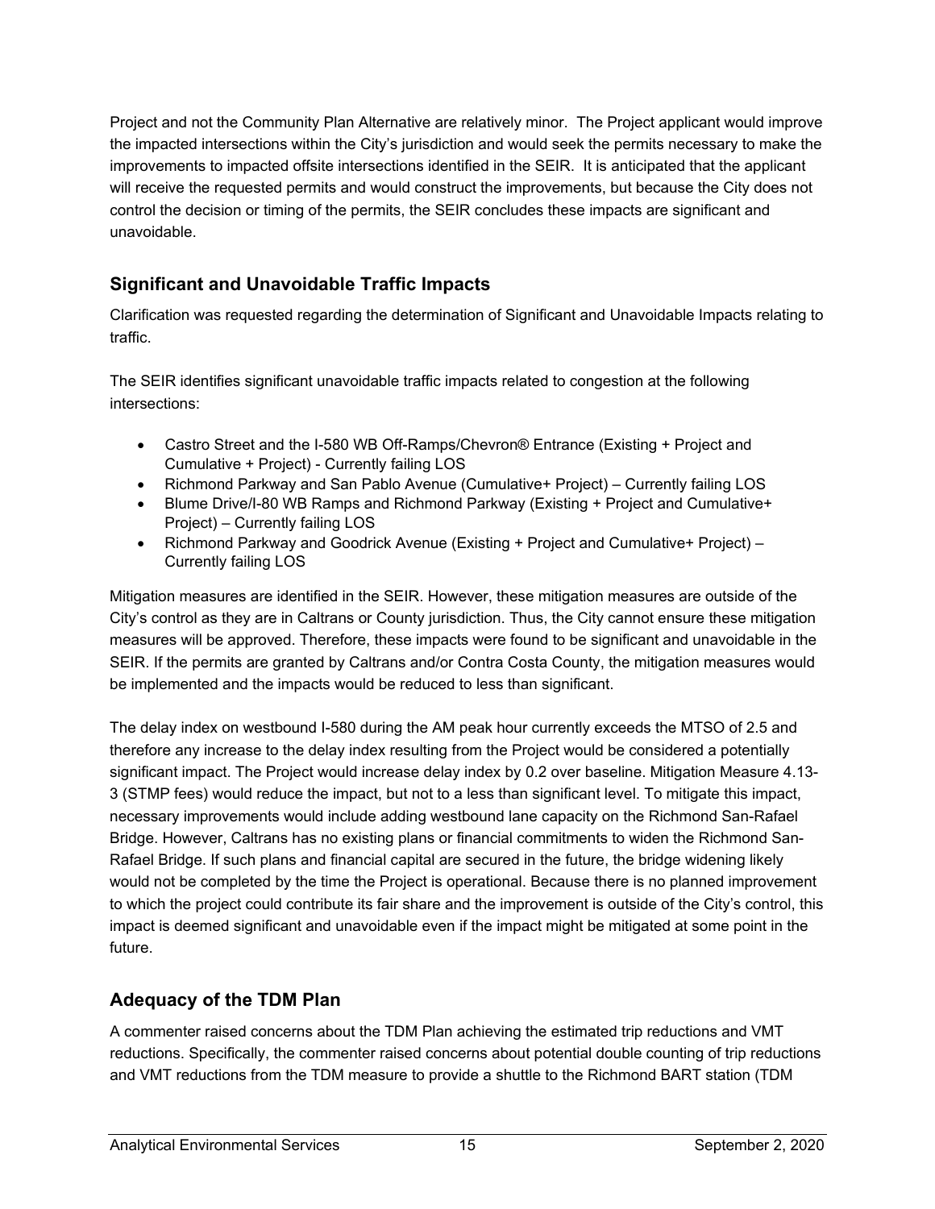Project and not the Community Plan Alternative are relatively minor. The Project applicant would improve the impacted intersections within the City's jurisdiction and would seek the permits necessary to make the improvements to impacted offsite intersections identified in the SEIR. It is anticipated that the applicant will receive the requested permits and would construct the improvements, but because the City does not control the decision or timing of the permits, the SEIR concludes these impacts are significant and unavoidable.

## Significant and Unavoidable Traffic Impacts

Clarification was requested regarding the determination of Significant and Unavoidable Impacts relating to traffic.

The SEIR identifies significant unavoidable traffic impacts related to congestion at the following intersections:

- Castro Street and the I-580 WB Off-Ramps/Chevron® Entrance (Existing + Project and Cumulative + Project) - Currently failing LOS
- Richmond Parkway and San Pablo Avenue (Cumulative+ Project) – Currently failing LOS
- Blume Drive/I-80 WB Ramps and Richmond Parkway (Existing + Project and Cumulative+ Project) – Currently failing LOS
- Richmond Parkway and Goodrick Avenue (Existing + Project and Cumulative+ Project) – Currently failing LOS

Mitigation measures are identified in the SEIR. However, these mitigation measures are outside of the City's control as they are in Caltrans or County jurisdiction. Thus, the City cannot ensure these mitigation measures will be approved. Therefore, these impacts were found to be significant and unavoidable in the SEIR. If the permits are granted by Caltrans and/or Contra Costa County, the mitigation measures would be implemented and the impacts would be reduced to less than significant.

The delay index on westbound I-580 during the AM peak hour currently exceeds the MTSO of 2.5 and therefore any increase to the delay index resulting from the Project would be considered a potentially significant impact. The Project would increase delay index by 0.2 over baseline. Mitigation Measure 4.13-3 (STMP fees) would reduce the impact, but not to a less than significant level. To mitigate this impact, necessary improvements would include adding westbound lane capacity on the Richmond San-Rafael Bridge. However, Caltrans has no existing plans or financial commitments to widen the Richmond San-Rafael Bridge. If such plans and financial capital are secured in the future, the bridge widening likely would not be completed by the time the Project is operational. Because there is no planned improvement to which the project could contribute its fair share and the improvement is outside of the City's control, this impact is deemed significant and unavoidable even if the impact might be mitigated at some point in the future.

## Adequacy of the TDM Plan

A commenter raised concerns about the TDM Plan achieving the estimated trip reductions and VMT reductions. Specifically, the commenter raised concerns about potential double counting of trip reductions and VMT reductions from the TDM measure to provide a shuttle to the Richmond BART station (TDM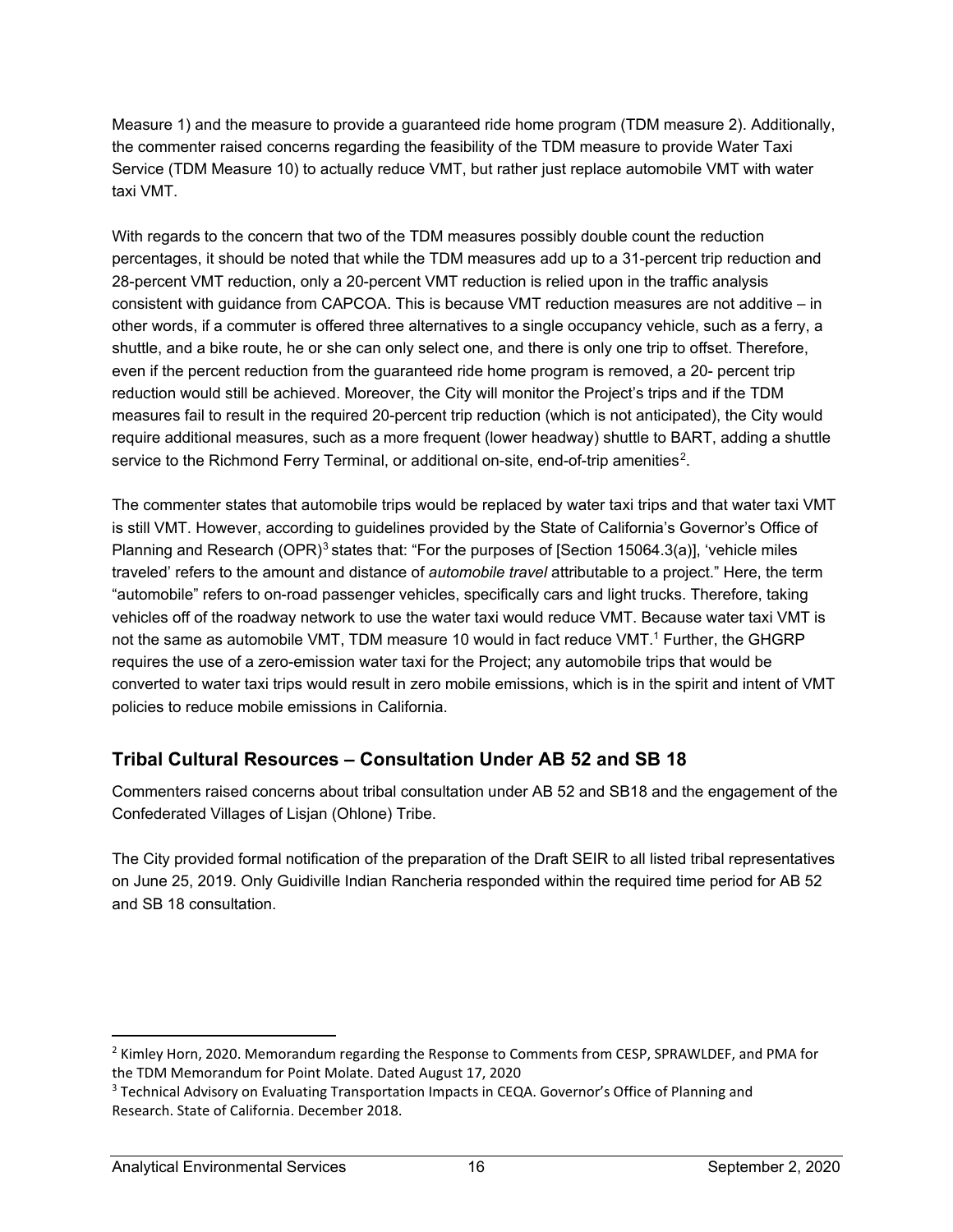Measure 1) and the measure to provide a guaranteed ride home program (TDM measure 2). Additionally, the commenter raised concerns regarding the feasibility of the TDM measure to provide Water Taxi Service (TDM Measure 10) to actually reduce VMT, but rather just replace automobile VMT with water taxi VMT.

With regards to the concern that two of the TDM measures possibly double count the reduction percentages, it should be noted that while the TDM measures add up to a 31-percent trip reduction and 28-percent VMT reduction, only a 20-percent VMT reduction is relied upon in the traffic analysis consistent with guidance from CAPCOA. This is because VMT reduction measures are not additive – in other words, if a commuter is offered three alternatives to a single occupancy vehicle, such as a ferry, a shuttle, and a bike route, he or she can only select one, and there is only one trip to offset. Therefore, even if the percent reduction from the guaranteed ride home program is removed, a 20- percent trip reduction would still be achieved. Moreover, the City will monitor the Project's trips and if the TDM measures fail to result in the required 20-percent trip reduction (which is not anticipated), the City would require additional measures, such as a more frequent (lower headway) shuttle to BART, adding a shuttle service to the Richmond Ferry Terminal, or additional on-site, end-of-trip amenities[2].

The commenter states that automobile trips would be replaced by water taxi trips and that water taxi VMT is still VMT. However, according to guidelines provided by the State of California's Governor's Office of Planning and Research (OPR)[3] states that: "For the purposes of [Section 15064.3(a)], 'vehicle miles traveled' refers to the amount and distance of *automobile travel* attributable to a project." Here, the term "automobile" refers to on-road passenger vehicles, specifically cars and light trucks. Therefore, taking vehicles off of the roadway network to use the water taxi would reduce VMT. Because water taxi VMT is not the same as automobile VMT, TDM measure 10 would in fact reduce VMT.[1] Further, the GHGRP requires the use of a zero-emission water taxi for the Project; any automobile trips that would be converted to water taxi trips would result in zero mobile emissions, which is in the spirit and intent of VMT policies to reduce mobile emissions in California.

## Tribal Cultural Resources – Consultation Under AB 52 and SB 18

Commenters raised concerns about tribal consultation under AB 52 and SB18 and the engagement of the Confederated Villages of Lisjan (Ohlone) Tribe.

The City provided formal notification of the preparation of the Draft SEIR to all listed tribal representatives on June 25, 2019. Only Guidiville Indian Rancheria responded within the required time period for AB 52 and SB 18 consultation.

---

[2] Kimley Horn, 2020. Memorandum regarding the Response to Comments from CESP, SPRAWLDEF, and PMA for the TDM Memorandum for Point Molate. Dated August 17, 2020

[3] Technical Advisory on Evaluating Transportation Impacts in CEQA. Governor's Office of Planning and Research. State of California. December 2018.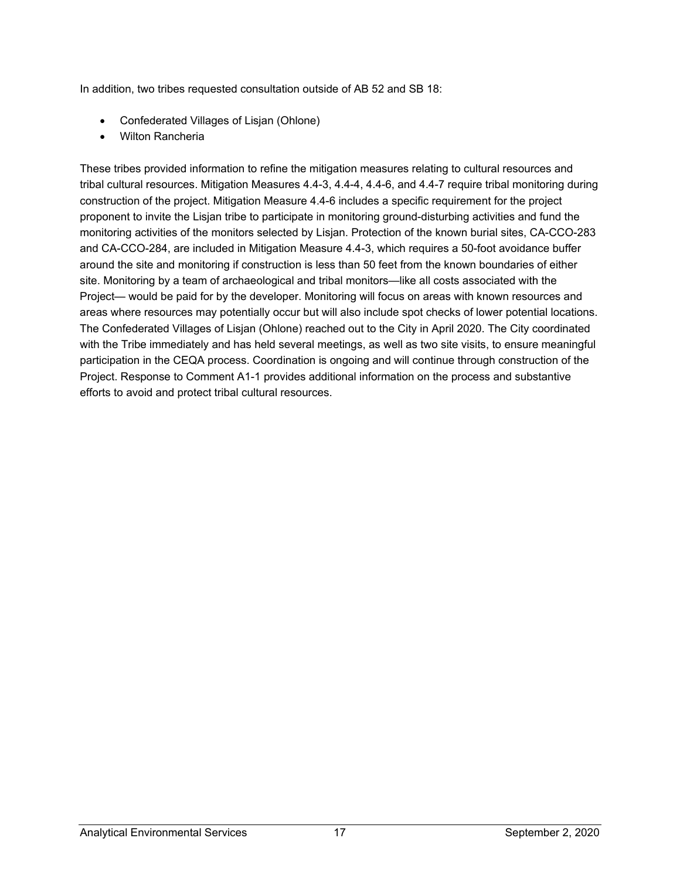In addition, two tribes requested consultation outside of AB 52 and SB 18:

- Confederated Villages of Lisjan (Ohlone)
- Wilton Rancheria

These tribes provided information to refine the mitigation measures relating to cultural resources and tribal cultural resources. Mitigation Measures 4.4-3, 4.4-4, 4.4-6, and 4.4-7 require tribal monitoring during construction of the project. Mitigation Measure 4.4-6 includes a specific requirement for the project proponent to invite the Lisjan tribe to participate in monitoring ground-disturbing activities and fund the monitoring activities of the monitors selected by Lisjan. Protection of the known burial sites, CA-CCO-283 and CA-CCO-284, are included in Mitigation Measure 4.4-3, which requires a 50-foot avoidance buffer around the site and monitoring if construction is less than 50 feet from the known boundaries of either site. Monitoring by a team of archaeological and tribal monitors—like all costs associated with the Project— would be paid for by the developer. Monitoring will focus on areas with known resources and areas where resources may potentially occur but will also include spot checks of lower potential locations. The Confederated Villages of Lisjan (Ohlone) reached out to the City in April 2020. The City coordinated with the Tribe immediately and has held several meetings, as well as two site visits, to ensure meaningful participation in the CEQA process. Coordination is ongoing and will continue through construction of the Project. Response to Comment A1-1 provides additional information on the process and substantive efforts to avoid and protect tribal cultural resources.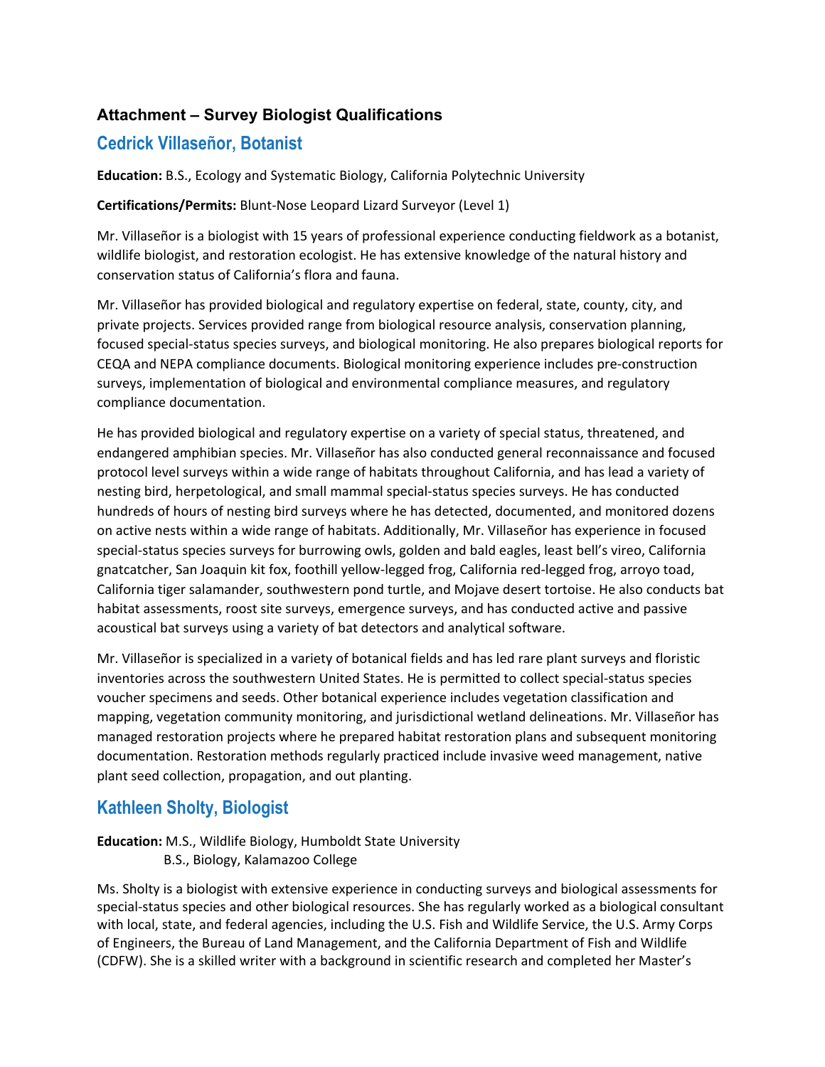### Attachment – Survey Biologist Qualifications

## Cedrick Villaseñor, Botanist

**Education:** B.S., Ecology and Systematic Biology, California Polytechnic University

**Certifications/Permits:** Blunt-Nose Leopard Lizard Surveyor (Level 1)

Mr. Villaseñor is a biologist with 15 years of professional experience conducting fieldwork as a botanist, wildlife biologist, and restoration ecologist. He has extensive knowledge of the natural history and conservation status of California's flora and fauna.

Mr. Villaseñor has provided biological and regulatory expertise on federal, state, county, city, and private projects. Services provided range from biological resource analysis, conservation planning, focused special-status species surveys, and biological monitoring. He also prepares biological reports for CEQA and NEPA compliance documents. Biological monitoring experience includes pre-construction surveys, implementation of biological and environmental compliance measures, and regulatory compliance documentation.

He has provided biological and regulatory expertise on a variety of special status, threatened, and endangered amphibian species. Mr. Villaseñor has also conducted general reconnaissance and focused protocol level surveys within a wide range of habitats throughout California, and has lead a variety of nesting bird, herpetological, and small mammal special-status species surveys. He has conducted hundreds of hours of nesting bird surveys where he has detected, documented, and monitored dozens on active nests within a wide range of habitats. Additionally, Mr. Villaseñor has experience in focused special-status species surveys for burrowing owls, golden and bald eagles, least bell's vireo, California gnatcatcher, San Joaquin kit fox, foothill yellow-legged frog, California red-legged frog, arroyo toad, California tiger salamander, southwestern pond turtle, and Mojave desert tortoise. He also conducts bat habitat assessments, roost site surveys, emergence surveys, and has conducted active and passive acoustical bat surveys using a variety of bat detectors and analytical software.

Mr. Villaseñor is specialized in a variety of botanical fields and has led rare plant surveys and floristic inventories across the southwestern United States. He is permitted to collect special-status species voucher specimens and seeds. Other botanical experience includes vegetation classification and mapping, vegetation community monitoring, and jurisdictional wetland delineations. Mr. Villaseñor has managed restoration projects where he prepared habitat restoration plans and subsequent monitoring documentation. Restoration methods regularly practiced include invasive weed management, native plant seed collection, propagation, and out planting.

## Kathleen Sholty, Biologist

**Education:** M.S., Wildlife Biology, Humboldt State University
B.S., Biology, Kalamazoo College

Ms. Sholty is a biologist with extensive experience in conducting surveys and biological assessments for special-status species and other biological resources. She has regularly worked as a biological consultant with local, state, and federal agencies, including the U.S. Fish and Wildlife Service, the U.S. Army Corps of Engineers, the Bureau of Land Management, and the California Department of Fish and Wildlife (CDFW). She is a skilled writer with a background in scientific research and completed her Master's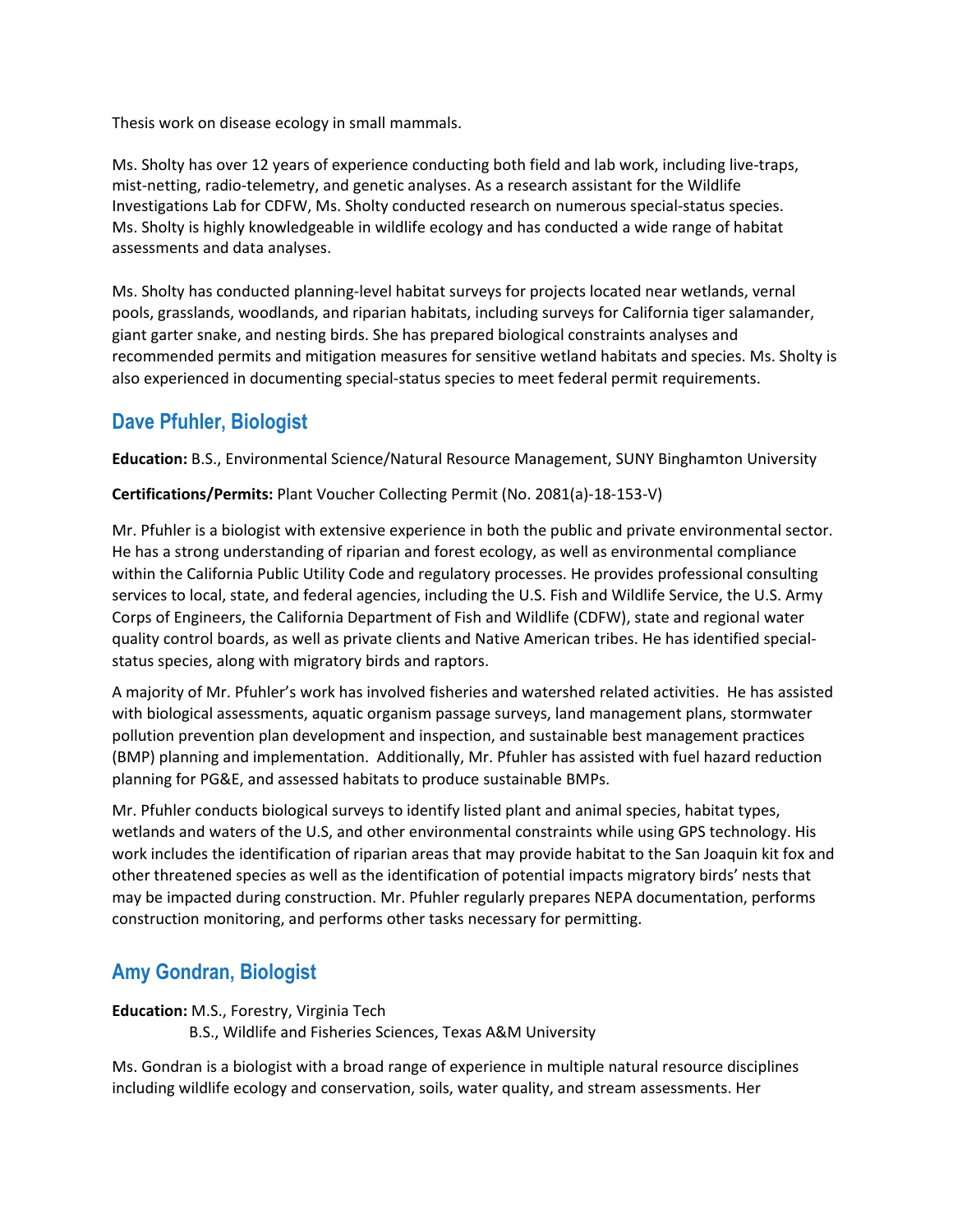Thesis work on disease ecology in small mammals.

Ms. Sholty has over 12 years of experience conducting both field and lab work, including live-traps, mist-netting, radio-telemetry, and genetic analyses. As a research assistant for the Wildlife Investigations Lab for CDFW, Ms. Sholty conducted research on numerous special-status species. Ms. Sholty is highly knowledgeable in wildlife ecology and has conducted a wide range of habitat assessments and data analyses.

Ms. Sholty has conducted planning-level habitat surveys for projects located near wetlands, vernal pools, grasslands, woodlands, and riparian habitats, including surveys for California tiger salamander, giant garter snake, and nesting birds. She has prepared biological constraints analyses and recommended permits and mitigation measures for sensitive wetland habitats and species. Ms. Sholty is also experienced in documenting special-status species to meet federal permit requirements.

## Dave Pfuhler, Biologist

**Education:** B.S., Environmental Science/Natural Resource Management, SUNY Binghamton University

**Certifications/Permits:** Plant Voucher Collecting Permit (No. 2081(a)-18-153-V)

Mr. Pfuhler is a biologist with extensive experience in both the public and private environmental sector. He has a strong understanding of riparian and forest ecology, as well as environmental compliance within the California Public Utility Code and regulatory processes. He provides professional consulting services to local, state, and federal agencies, including the U.S. Fish and Wildlife Service, the U.S. Army Corps of Engineers, the California Department of Fish and Wildlife (CDFW), state and regional water quality control boards, as well as private clients and Native American tribes. He has identified special-status species, along with migratory birds and raptors.

A majority of Mr. Pfuhler's work has involved fisheries and watershed related activities. He has assisted with biological assessments, aquatic organism passage surveys, land management plans, stormwater pollution prevention plan development and inspection, and sustainable best management practices (BMP) planning and implementation. Additionally, Mr. Pfuhler has assisted with fuel hazard reduction planning for PG&E, and assessed habitats to produce sustainable BMPs.

Mr. Pfuhler conducts biological surveys to identify listed plant and animal species, habitat types, wetlands and waters of the U.S, and other environmental constraints while using GPS technology. His work includes the identification of riparian areas that may provide habitat to the San Joaquin kit fox and other threatened species as well as the identification of potential impacts migratory birds' nests that may be impacted during construction. Mr. Pfuhler regularly prepares NEPA documentation, performs construction monitoring, and performs other tasks necessary for permitting.

## Amy Gondran, Biologist

**Education:** M.S., Forestry, Virginia Tech
B.S., Wildlife and Fisheries Sciences, Texas A&M University

Ms. Gondran is a biologist with a broad range of experience in multiple natural resource disciplines including wildlife ecology and conservation, soils, water quality, and stream assessments. Her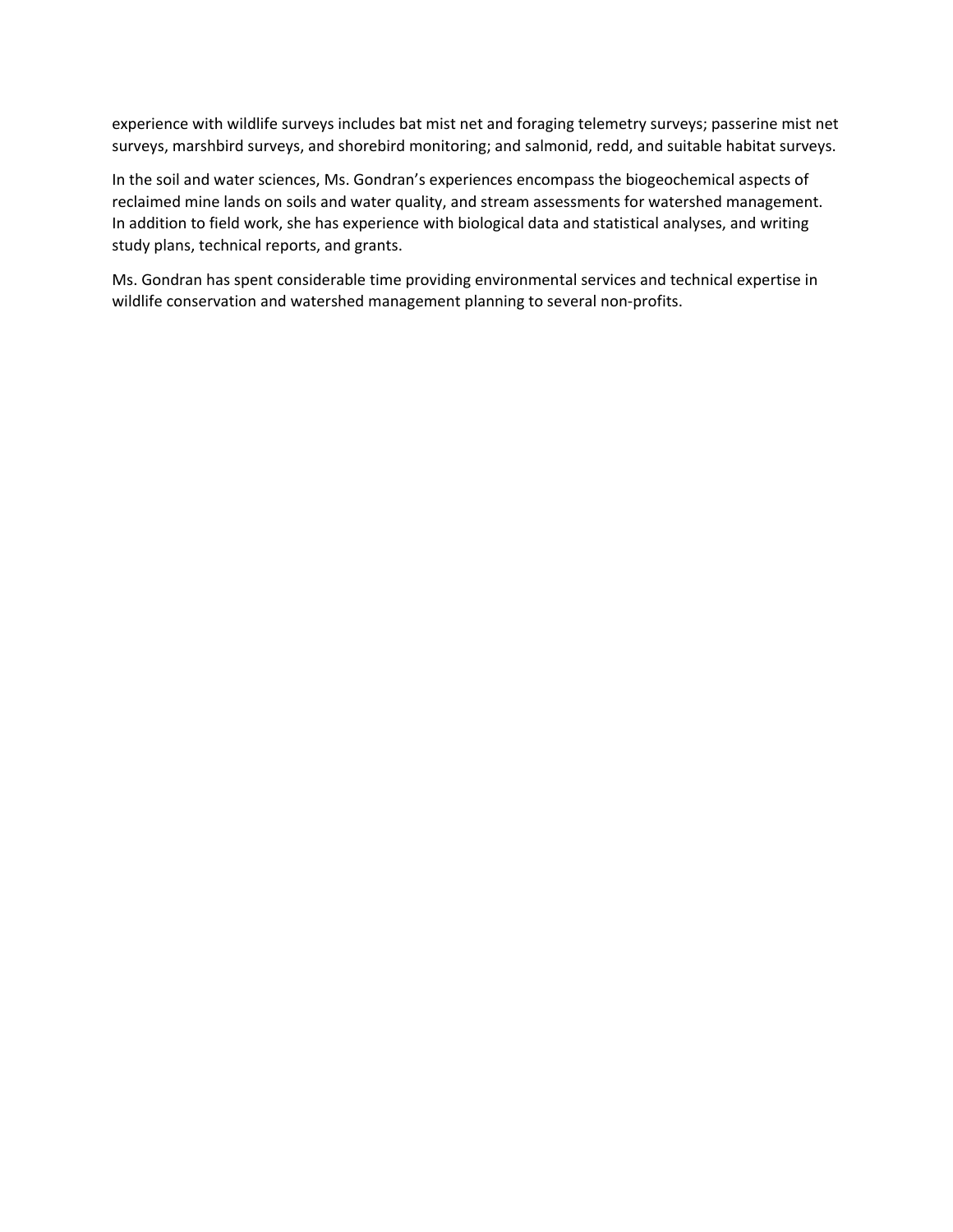experience with wildlife surveys includes bat mist net and foraging telemetry surveys; passerine mist net surveys, marshbird surveys, and shorebird monitoring; and salmonid, redd, and suitable habitat surveys.

In the soil and water sciences, Ms. Gondran's experiences encompass the biogeochemical aspects of reclaimed mine lands on soils and water quality, and stream assessments for watershed management. In addition to field work, she has experience with biological data and statistical analyses, and writing study plans, technical reports, and grants.

Ms. Gondran has spent considerable time providing environmental services and technical expertise in wildlife conservation and watershed management planning to several non-profits.